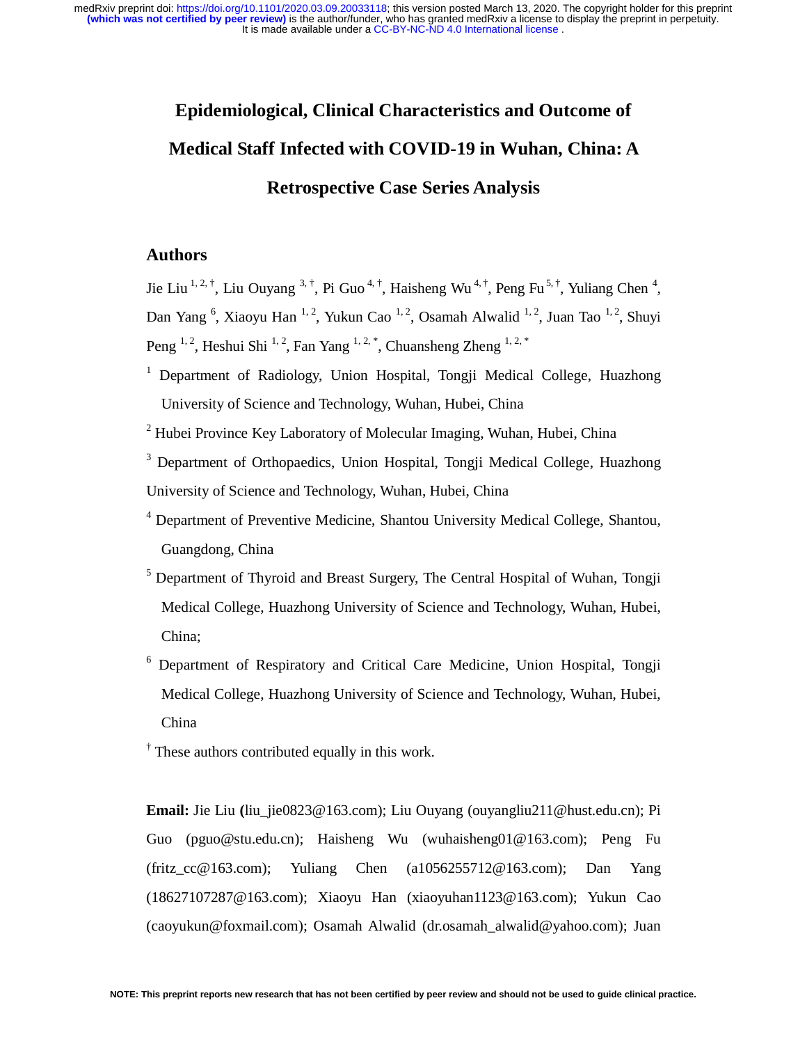# Epidemiological, Clinical Characteristics and Outcome of Medical Staff Infected with COVID-19 in Wuhan, China: A Retrospective Case Series Analysis

## Authors

Jie Liu [1, 2, †], Liu Ouyang [3, †], Pi Guo [4, †], Haisheng Wu [4, †], Peng Fu [5, †], Yuliang Chen [4], Dan Yang [6], Xiaoyu Han [1, 2], Yukun Cao [1, 2], Osamah Alwalid [1, 2], Juan Tao [1, 2], Shuyi Peng [1, 2], Heshui Shi [1, 2], Fan Yang [1, 2, *], Chuansheng Zheng [1, 2, *]

[1] Department of Radiology, Union Hospital, Tongji Medical College, Huazhong University of Science and Technology, Wuhan, Hubei, China

[2] Hubei Province Key Laboratory of Molecular Imaging, Wuhan, Hubei, China

[3] Department of Orthopaedics, Union Hospital, Tongji Medical College, Huazhong University of Science and Technology, Wuhan, Hubei, China

[4] Department of Preventive Medicine, Shantou University Medical College, Shantou, Guangdong, China

[5] Department of Thyroid and Breast Surgery, The Central Hospital of Wuhan, Tongji Medical College, Huazhong University of Science and Technology, Wuhan, Hubei, China;

[6] Department of Respiratory and Critical Care Medicine, Union Hospital, Tongji Medical College, Huazhong University of Science and Technology, Wuhan, Hubei, China

[†] These authors contributed equally in this work.

**Email:** Jie Liu (liu_jie0823@163.com); Liu Ouyang (ouyangliu211@hust.edu.cn); Pi Guo (pguo@stu.edu.cn); Haisheng Wu (wuhaisheng01@163.com); Peng Fu (fritz_cc@163.com); Yuliang Chen (a1056255712@163.com); Dan Yang (18627107287@163.com); Xiaoyu Han (xiaoyuhan1123@163.com); Yukun Cao (caoyukun@foxmail.com); Osamah Alwalid (dr.osamah_alwalid@yahoo.com); Juan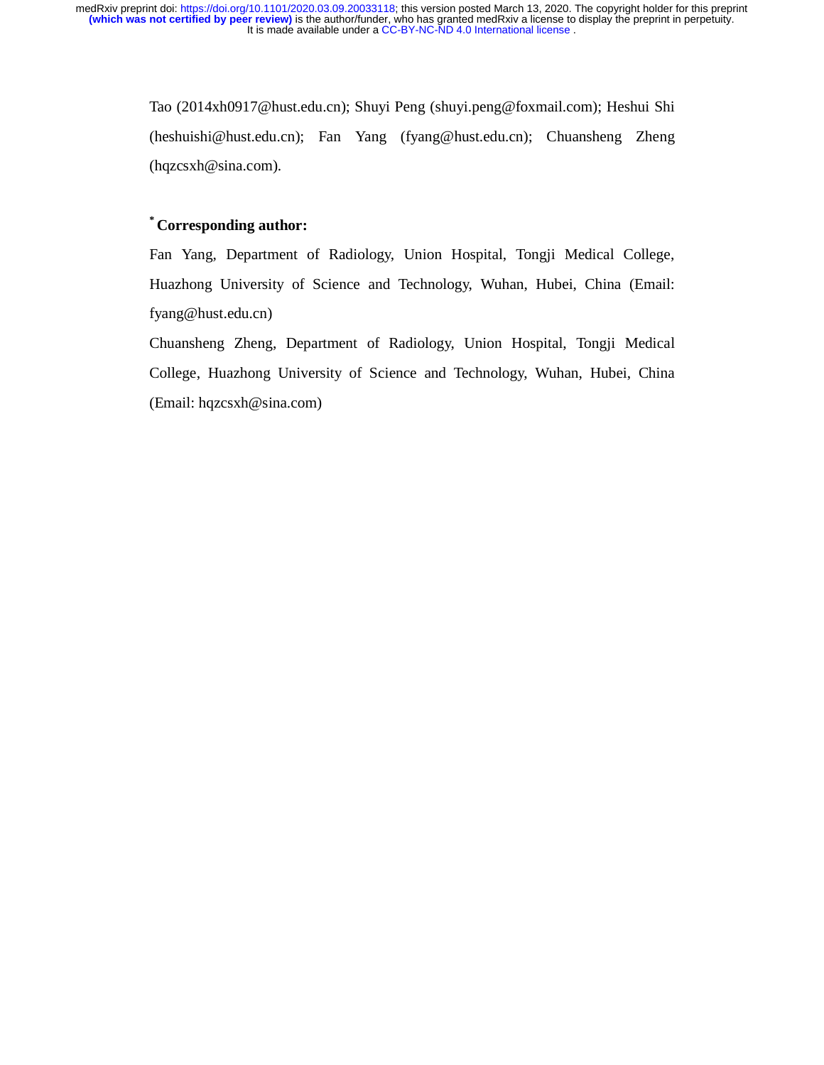Tao (2014xh0917@hust.edu.cn); Shuyi Peng (shuyi.peng@foxmail.com); Heshui Shi (heshuishi@hust.edu.cn); Fan Yang (fyang@hust.edu.cn); Chuansheng Zheng (hqzcsxh@sina.com).

**\* Corresponding author:**

Fan Yang, Department of Radiology, Union Hospital, Tongji Medical College, Huazhong University of Science and Technology, Wuhan, Hubei, China (Email: fyang@hust.edu.cn)

Chuansheng Zheng, Department of Radiology, Union Hospital, Tongji Medical College, Huazhong University of Science and Technology, Wuhan, Hubei, China (Email: hqzcsxh@sina.com)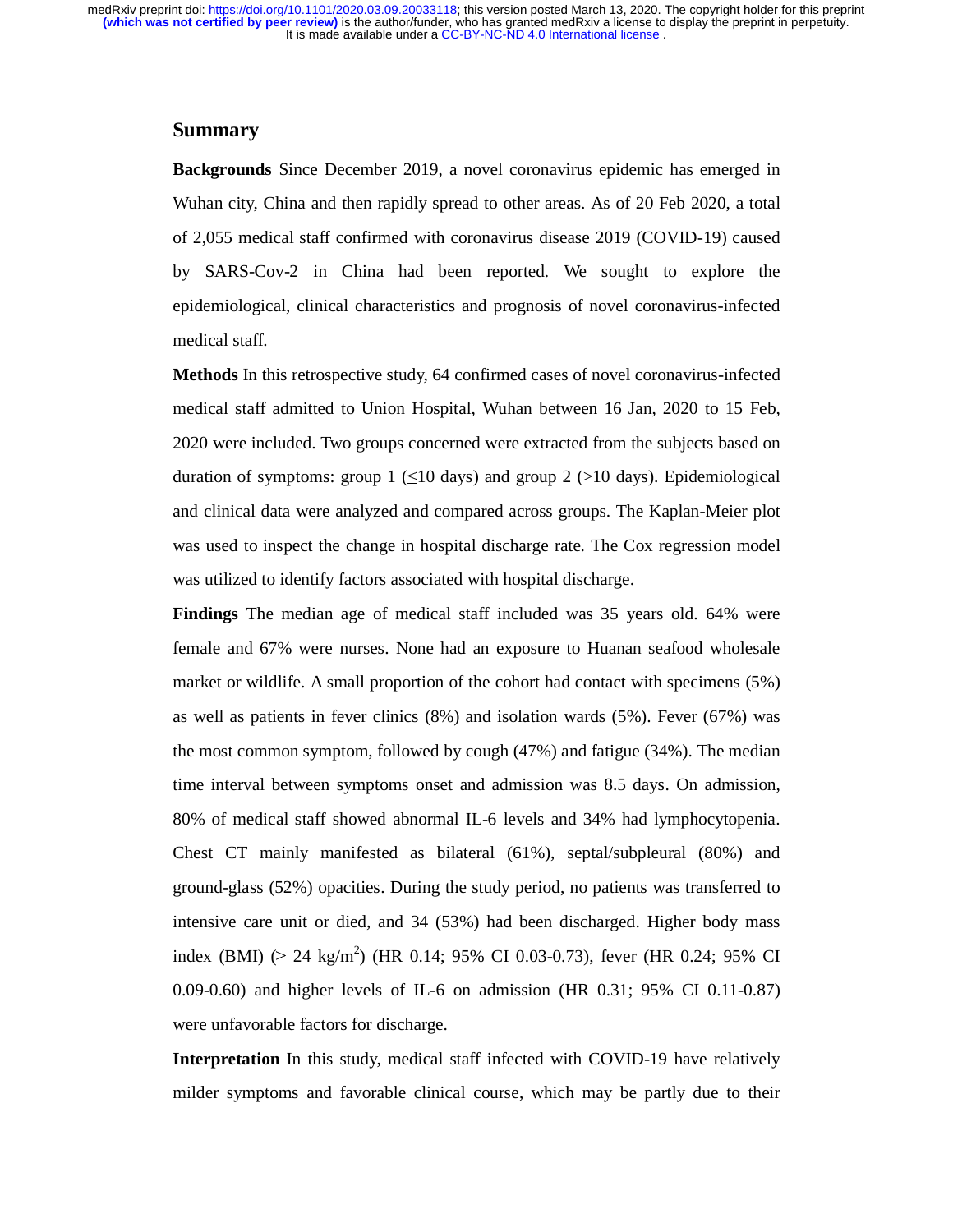## Summary

**Backgrounds** Since December 2019, a novel coronavirus epidemic has emerged in Wuhan city, China and then rapidly spread to other areas. As of 20 Feb 2020, a total of 2,055 medical staff confirmed with coronavirus disease 2019 (COVID-19) caused by SARS-Cov-2 in China had been reported. We sought to explore the epidemiological, clinical characteristics and prognosis of novel coronavirus-infected medical staff.

**Methods** In this retrospective study, 64 confirmed cases of novel coronavirus-infected medical staff admitted to Union Hospital, Wuhan between 16 Jan, 2020 to 15 Feb, 2020 were included. Two groups concerned were extracted from the subjects based on duration of symptoms: group 1 (≤10 days) and group 2 (>10 days). Epidemiological and clinical data were analyzed and compared across groups. The Kaplan-Meier plot was used to inspect the change in hospital discharge rate. The Cox regression model was utilized to identify factors associated with hospital discharge.

**Findings** The median age of medical staff included was 35 years old. 64% were female and 67% were nurses. None had an exposure to Huanan seafood wholesale market or wildlife. A small proportion of the cohort had contact with specimens (5%) as well as patients in fever clinics (8%) and isolation wards (5%). Fever (67%) was the most common symptom, followed by cough (47%) and fatigue (34%). The median time interval between symptoms onset and admission was 8.5 days. On admission, 80% of medical staff showed abnormal IL-6 levels and 34% had lymphocytopenia. Chest CT mainly manifested as bilateral (61%), septal/subpleural (80%) and ground-glass (52%) opacities. During the study period, no patients was transferred to intensive care unit or died, and 34 (53%) had been discharged. Higher body mass index (BMI) (≥ 24 kg/m$^2$) (HR 0.14; 95% CI 0.03-0.73), fever (HR 0.24; 95% CI 0.09-0.60) and higher levels of IL-6 on admission (HR 0.31; 95% CI 0.11-0.87) were unfavorable factors for discharge.

**Interpretation** In this study, medical staff infected with COVID-19 have relatively milder symptoms and favorable clinical course, which may be partly due to their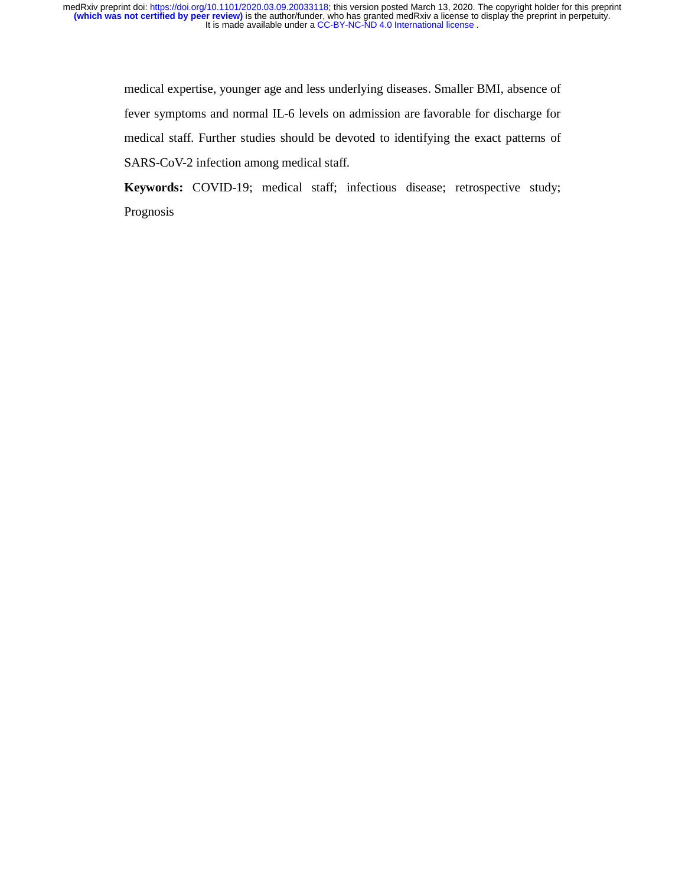medical expertise, younger age and less underlying diseases. Smaller BMI, absence of fever symptoms and normal IL-6 levels on admission are favorable for discharge for medical staff. Further studies should be devoted to identifying the exact patterns of SARS-CoV-2 infection among medical staff.

**Keywords:** COVID-19; medical staff; infectious disease; retrospective study; Prognosis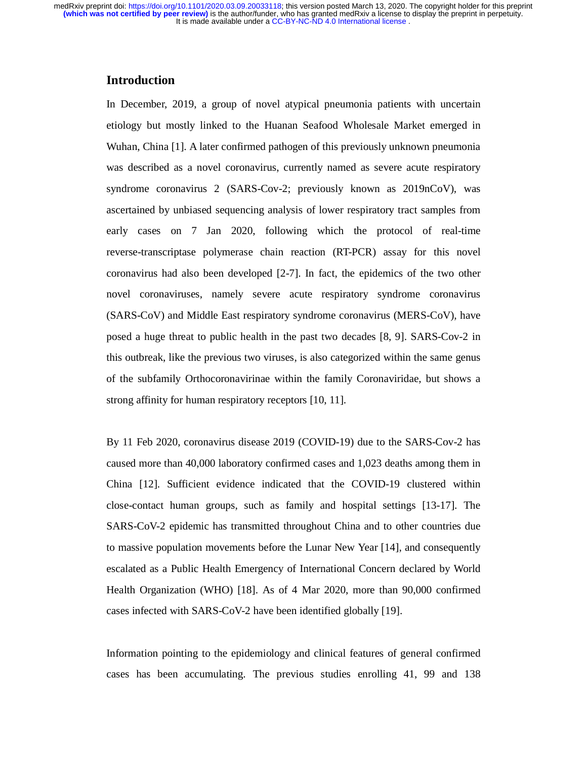## Introduction

In December, 2019, a group of novel atypical pneumonia patients with uncertain etiology but mostly linked to the Huanan Seafood Wholesale Market emerged in Wuhan, China [1]. A later confirmed pathogen of this previously unknown pneumonia was described as a novel coronavirus, currently named as severe acute respiratory syndrome coronavirus 2 (SARS-Cov-2; previously known as 2019nCoV), was ascertained by unbiased sequencing analysis of lower respiratory tract samples from early cases on 7 Jan 2020, following which the protocol of real-time reverse-transcriptase polymerase chain reaction (RT-PCR) assay for this novel coronavirus had also been developed [2-7]. In fact, the epidemics of the two other novel coronaviruses, namely severe acute respiratory syndrome coronavirus (SARS-CoV) and Middle East respiratory syndrome coronavirus (MERS-CoV), have posed a huge threat to public health in the past two decades [8, 9]. SARS-Cov-2 in this outbreak, like the previous two viruses, is also categorized within the same genus of the subfamily Orthocoronavirinae within the family Coronaviridae, but shows a strong affinity for human respiratory receptors [10, 11].

By 11 Feb 2020, coronavirus disease 2019 (COVID-19) due to the SARS-Cov-2 has caused more than 40,000 laboratory confirmed cases and 1,023 deaths among them in China [12]. Sufficient evidence indicated that the COVID-19 clustered within close-contact human groups, such as family and hospital settings [13-17]. The SARS-CoV-2 epidemic has transmitted throughout China and to other countries due to massive population movements before the Lunar New Year [14], and consequently escalated as a Public Health Emergency of International Concern declared by World Health Organization (WHO) [18]. As of 4 Mar 2020, more than 90,000 confirmed cases infected with SARS-CoV-2 have been identified globally [19].

Information pointing to the epidemiology and clinical features of general confirmed cases has been accumulating. The previous studies enrolling 41, 99 and 138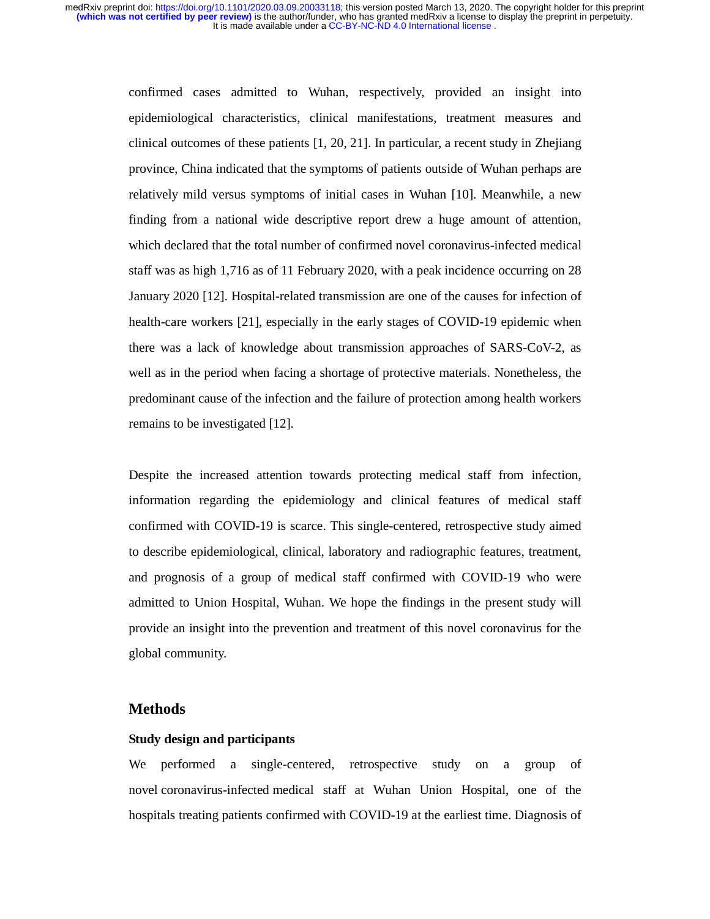confirmed cases admitted to Wuhan, respectively, provided an insight into epidemiological characteristics, clinical manifestations, treatment measures and clinical outcomes of these patients [1, 20, 21]. In particular, a recent study in Zhejiang province, China indicated that the symptoms of patients outside of Wuhan perhaps are relatively mild versus symptoms of initial cases in Wuhan [10]. Meanwhile, a new finding from a national wide descriptive report drew a huge amount of attention, which declared that the total number of confirmed novel coronavirus-infected medical staff was as high 1,716 as of 11 February 2020, with a peak incidence occurring on 28 January 2020 [12]. Hospital-related transmission are one of the causes for infection of health-care workers [21], especially in the early stages of COVID-19 epidemic when there was a lack of knowledge about transmission approaches of SARS-CoV-2, as well as in the period when facing a shortage of protective materials. Nonetheless, the predominant cause of the infection and the failure of protection among health workers remains to be investigated [12].

Despite the increased attention towards protecting medical staff from infection, information regarding the epidemiology and clinical features of medical staff confirmed with COVID-19 is scarce. This single-centered, retrospective study aimed to describe epidemiological, clinical, laboratory and radiographic features, treatment, and prognosis of a group of medical staff confirmed with COVID-19 who were admitted to Union Hospital, Wuhan. We hope the findings in the present study will provide an insight into the prevention and treatment of this novel coronavirus for the global community.

## Methods

### Study design and participants

We performed a single-centered, retrospective study on a group of novel coronavirus-infected medical staff at Wuhan Union Hospital, one of the hospitals treating patients confirmed with COVID-19 at the earliest time. Diagnosis of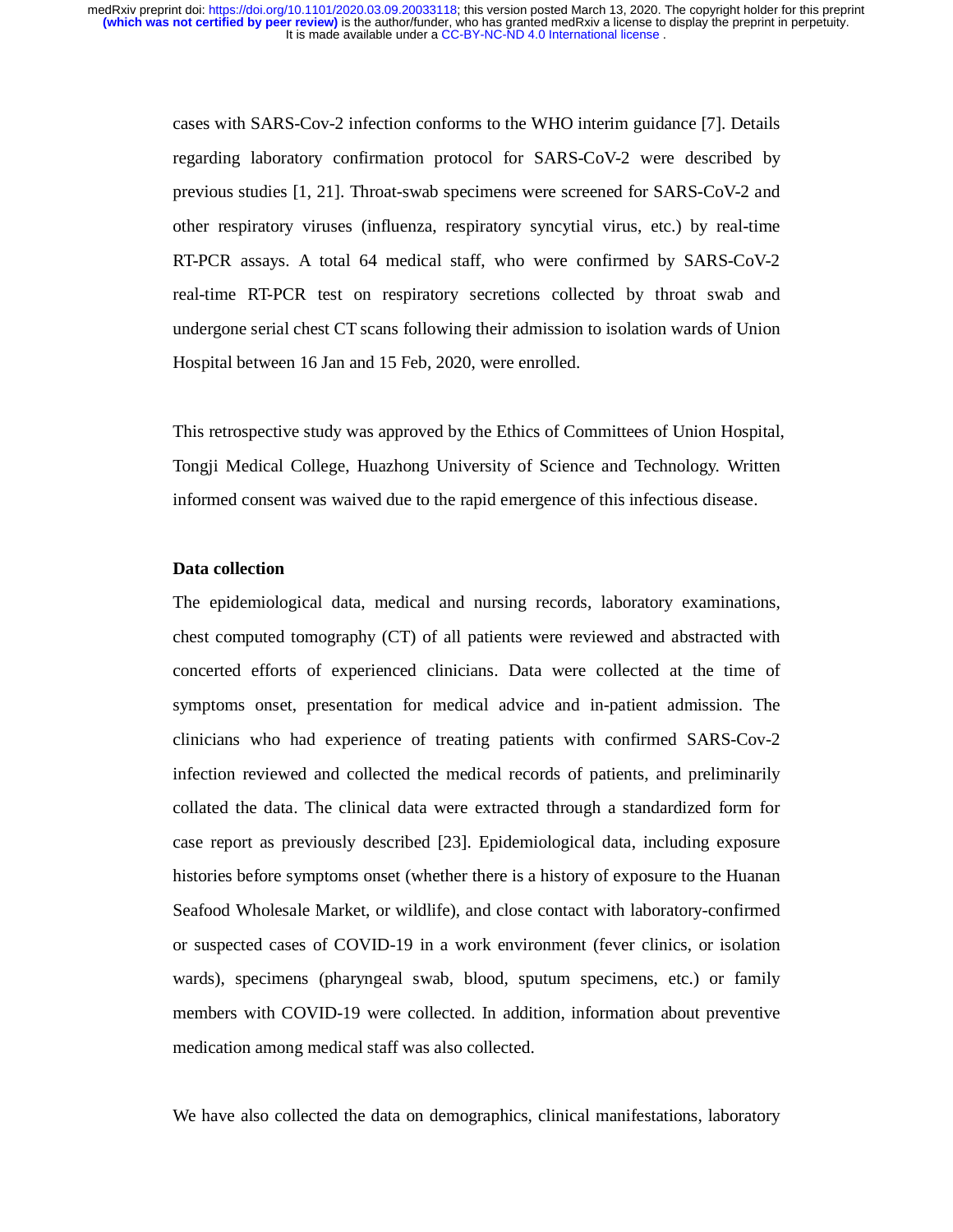cases with SARS-Cov-2 infection conforms to the WHO interim guidance [7]. Details regarding laboratory confirmation protocol for SARS-CoV-2 were described by previous studies [1, 21]. Throat-swab specimens were screened for SARS-CoV-2 and other respiratory viruses (influenza, respiratory syncytial virus, etc.) by real-time RT-PCR assays. A total 64 medical staff, who were confirmed by SARS-CoV-2 real-time RT-PCR test on respiratory secretions collected by throat swab and undergone serial chest CT scans following their admission to isolation wards of Union Hospital between 16 Jan and 15 Feb, 2020, were enrolled.

This retrospective study was approved by the Ethics of Committees of Union Hospital, Tongji Medical College, Huazhong University of Science and Technology. Written informed consent was waived due to the rapid emergence of this infectious disease.

**Data collection**

The epidemiological data, medical and nursing records, laboratory examinations, chest computed tomography (CT) of all patients were reviewed and abstracted with concerted efforts of experienced clinicians. Data were collected at the time of symptoms onset, presentation for medical advice and in-patient admission. The clinicians who had experience of treating patients with confirmed SARS-Cov-2 infection reviewed and collected the medical records of patients, and preliminarily collated the data. The clinical data were extracted through a standardized form for case report as previously described [23]. Epidemiological data, including exposure histories before symptoms onset (whether there is a history of exposure to the Huanan Seafood Wholesale Market, or wildlife), and close contact with laboratory-confirmed or suspected cases of COVID-19 in a work environment (fever clinics, or isolation wards), specimens (pharyngeal swab, blood, sputum specimens, etc.) or family members with COVID-19 were collected. In addition, information about preventive medication among medical staff was also collected.

We have also collected the data on demographics, clinical manifestations, laboratory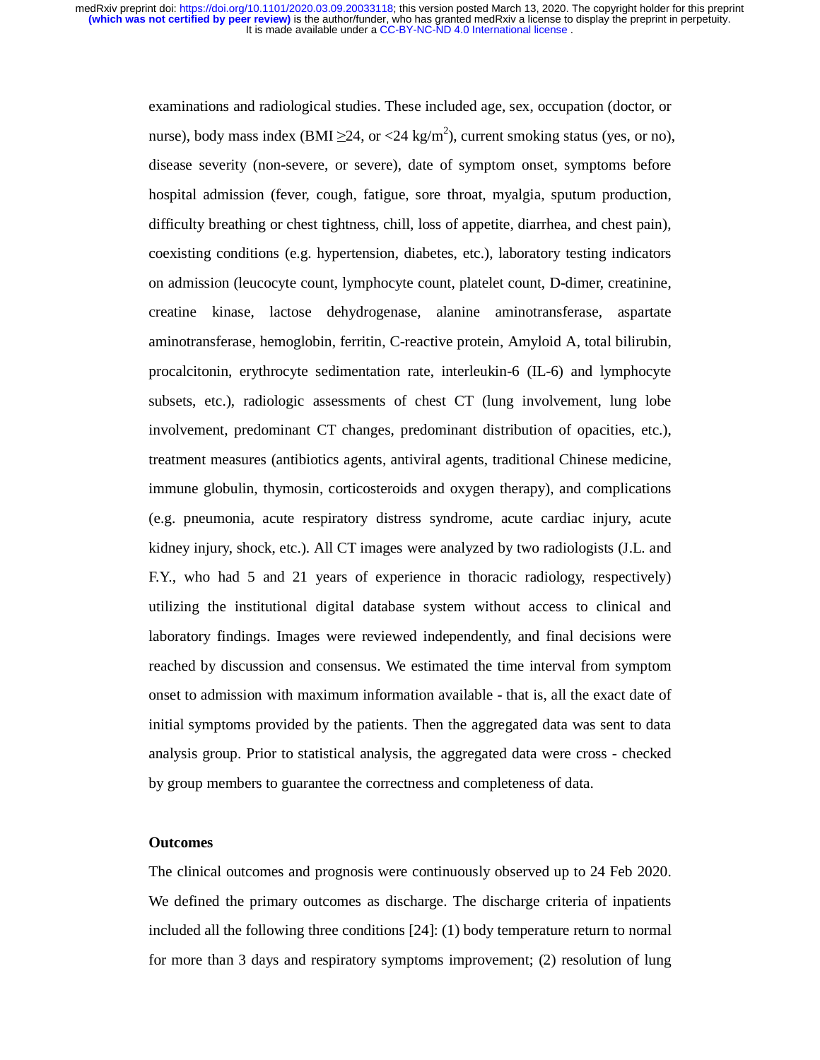examinations and radiological studies. These included age, sex, occupation (doctor, or nurse), body mass index (BMI ≥24, or <24 kg/m$^2$), current smoking status (yes, or no), disease severity (non-severe, or severe), date of symptom onset, symptoms before hospital admission (fever, cough, fatigue, sore throat, myalgia, sputum production, difficulty breathing or chest tightness, chill, loss of appetite, diarrhea, and chest pain), coexisting conditions (e.g. hypertension, diabetes, etc.), laboratory testing indicators on admission (leucocyte count, lymphocyte count, platelet count, D-dimer, creatinine, creatine kinase, lactose dehydrogenase, alanine aminotransferase, aspartate aminotransferase, hemoglobin, ferritin, C-reactive protein, Amyloid A, total bilirubin, procalcitonin, erythrocyte sedimentation rate, interleukin-6 (IL-6) and lymphocyte subsets, etc.), radiologic assessments of chest CT (lung involvement, lung lobe involvement, predominant CT changes, predominant distribution of opacities, etc.), treatment measures (antibiotics agents, antiviral agents, traditional Chinese medicine, immune globulin, thymosin, corticosteroids and oxygen therapy), and complications (e.g. pneumonia, acute respiratory distress syndrome, acute cardiac injury, acute kidney injury, shock, etc.). All CT images were analyzed by two radiologists (J.L. and F.Y., who had 5 and 21 years of experience in thoracic radiology, respectively) utilizing the institutional digital database system without access to clinical and laboratory findings. Images were reviewed independently, and final decisions were reached by discussion and consensus. We estimated the time interval from symptom onset to admission with maximum information available - that is, all the exact date of initial symptoms provided by the patients. Then the aggregated data was sent to data analysis group. Prior to statistical analysis, the aggregated data were cross - checked by group members to guarantee the correctness and completeness of data.

**Outcomes**

The clinical outcomes and prognosis were continuously observed up to 24 Feb 2020. We defined the primary outcomes as discharge. The discharge criteria of inpatients included all the following three conditions [24]: (1) body temperature return to normal for more than 3 days and respiratory symptoms improvement; (2) resolution of lung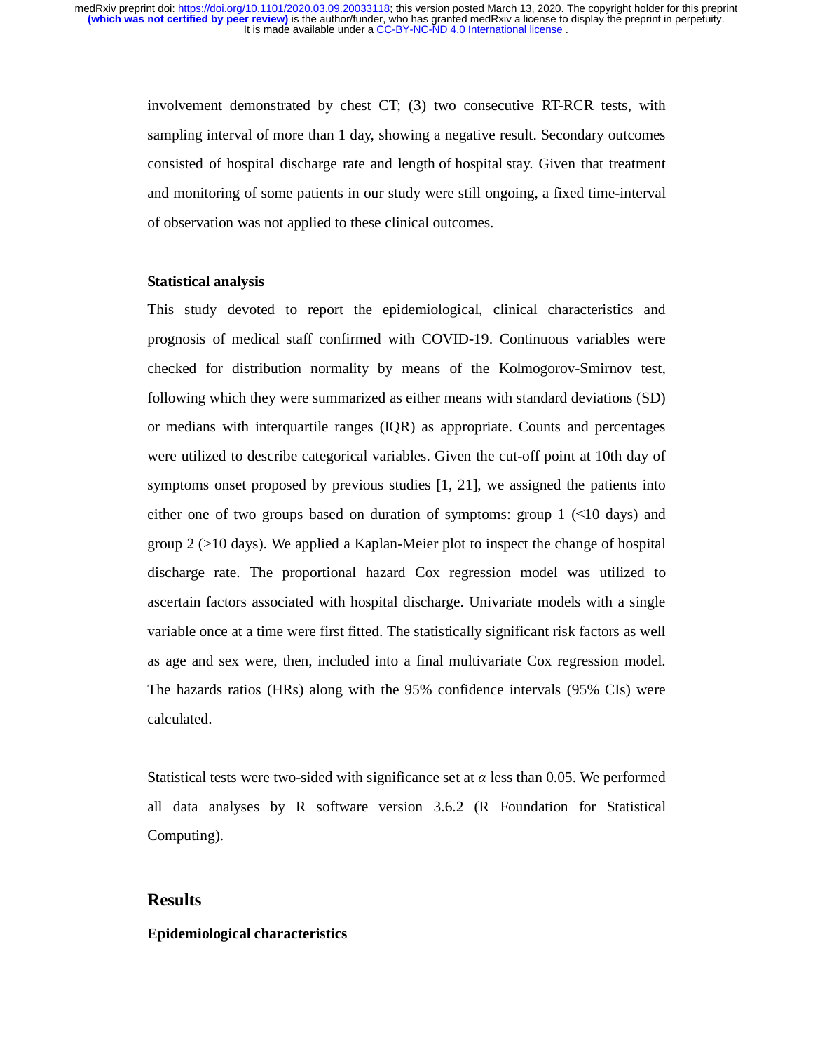involvement demonstrated by chest CT; (3) two consecutive RT-RCR tests, with sampling interval of more than 1 day, showing a negative result. Secondary outcomes consisted of hospital discharge rate and length of hospital stay. Given that treatment and monitoring of some patients in our study were still ongoing, a fixed time-interval of observation was not applied to these clinical outcomes.

**Statistical analysis**

This study devoted to report the epidemiological, clinical characteristics and prognosis of medical staff confirmed with COVID-19. Continuous variables were checked for distribution normality by means of the Kolmogorov-Smirnov test, following which they were summarized as either means with standard deviations (SD) or medians with interquartile ranges (IQR) as appropriate. Counts and percentages were utilized to describe categorical variables. Given the cut-off point at 10th day of symptoms onset proposed by previous studies [1, 21], we assigned the patients into either one of two groups based on duration of symptoms: group 1 (≤10 days) and group 2 (>10 days). We applied a Kaplan-Meier plot to inspect the change of hospital discharge rate. The proportional hazard Cox regression model was utilized to ascertain factors associated with hospital discharge. Univariate models with a single variable once at a time were first fitted. The statistically significant risk factors as well as age and sex were, then, included into a final multivariate Cox regression model. The hazards ratios (HRs) along with the 95% confidence intervals (95% CIs) were calculated.

Statistical tests were two-sided with significance set at $\alpha$ less than 0.05. We performed all data analyses by R software version 3.6.2 (R Foundation for Statistical Computing).

## Results

**Epidemiological characteristics**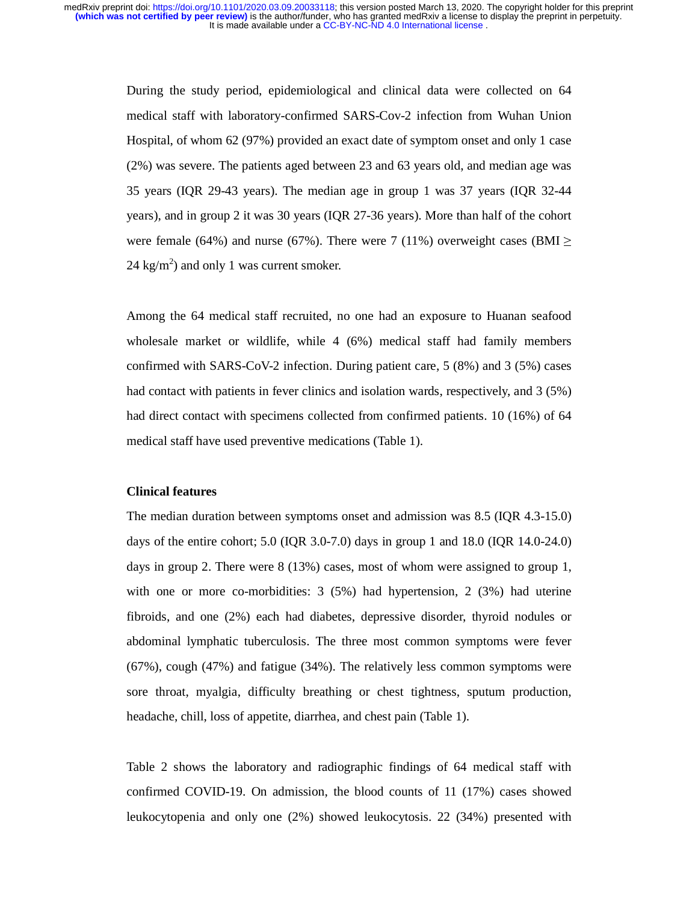During the study period, epidemiological and clinical data were collected on 64 medical staff with laboratory-confirmed SARS-Cov-2 infection from Wuhan Union Hospital, of whom 62 (97%) provided an exact date of symptom onset and only 1 case (2%) was severe. The patients aged between 23 and 63 years old, and median age was 35 years (IQR 29-43 years). The median age in group 1 was 37 years (IQR 32-44 years), and in group 2 it was 30 years (IQR 27-36 years). More than half of the cohort were female (64%) and nurse (67%). There were 7 (11%) overweight cases (BMI ≥ 24 kg/m$^2$) and only 1 was current smoker.

Among the 64 medical staff recruited, no one had an exposure to Huanan seafood wholesale market or wildlife, while 4 (6%) medical staff had family members confirmed with SARS-CoV-2 infection. During patient care, 5 (8%) and 3 (5%) cases had contact with patients in fever clinics and isolation wards, respectively, and 3 (5%) had direct contact with specimens collected from confirmed patients. 10 (16%) of 64 medical staff have used preventive medications (Table 1).

**Clinical features**

The median duration between symptoms onset and admission was 8.5 (IQR 4.3-15.0) days of the entire cohort; 5.0 (IQR 3.0-7.0) days in group 1 and 18.0 (IQR 14.0-24.0) days in group 2. There were 8 (13%) cases, most of whom were assigned to group 1, with one or more co-morbidities: 3 (5%) had hypertension, 2 (3%) had uterine fibroids, and one (2%) each had diabetes, depressive disorder, thyroid nodules or abdominal lymphatic tuberculosis. The three most common symptoms were fever (67%), cough (47%) and fatigue (34%). The relatively less common symptoms were sore throat, myalgia, difficulty breathing or chest tightness, sputum production, headache, chill, loss of appetite, diarrhea, and chest pain (Table 1).

Table 2 shows the laboratory and radiographic findings of 64 medical staff with confirmed COVID-19. On admission, the blood counts of 11 (17%) cases showed leukocytopenia and only one (2%) showed leukocytosis. 22 (34%) presented with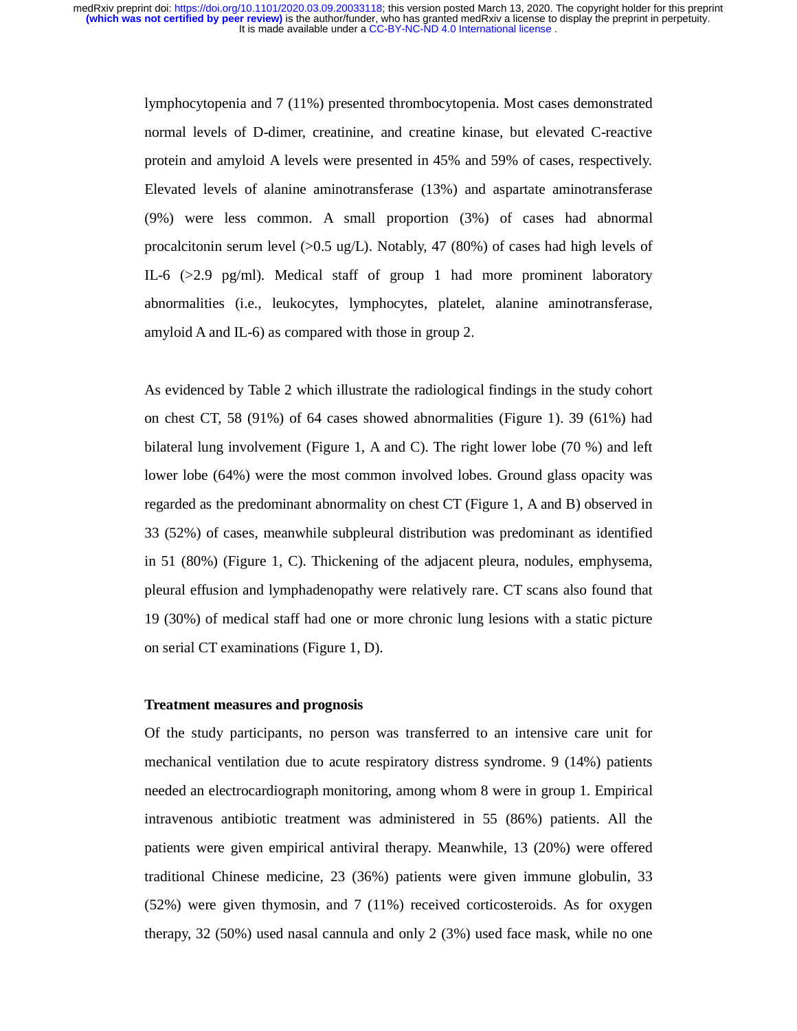lymphocytopenia and 7 (11%) presented thrombocytopenia. Most cases demonstrated normal levels of D-dimer, creatinine, and creatine kinase, but elevated C-reactive protein and amyloid A levels were presented in 45% and 59% of cases, respectively. Elevated levels of alanine aminotransferase (13%) and aspartate aminotransferase (9%) were less common. A small proportion (3%) of cases had abnormal procalcitonin serum level (>0.5 ug/L). Notably, 47 (80%) of cases had high levels of IL-6 (>2.9 pg/ml). Medical staff of group 1 had more prominent laboratory abnormalities (i.e., leukocytes, lymphocytes, platelet, alanine aminotransferase, amyloid A and IL-6) as compared with those in group 2.

As evidenced by Table 2 which illustrate the radiological findings in the study cohort on chest CT, 58 (91%) of 64 cases showed abnormalities (Figure 1). 39 (61%) had bilateral lung involvement (Figure 1, A and C). The right lower lobe (70 %) and left lower lobe (64%) were the most common involved lobes. Ground glass opacity was regarded as the predominant abnormality on chest CT (Figure 1, A and B) observed in 33 (52%) of cases, meanwhile subpleural distribution was predominant as identified in 51 (80%) (Figure 1, C). Thickening of the adjacent pleura, nodules, emphysema, pleural effusion and lymphadenopathy were relatively rare. CT scans also found that 19 (30%) of medical staff had one or more chronic lung lesions with a static picture on serial CT examinations (Figure 1, D).

**Treatment measures and prognosis**

Of the study participants, no person was transferred to an intensive care unit for mechanical ventilation due to acute respiratory distress syndrome. 9 (14%) patients needed an electrocardiograph monitoring, among whom 8 were in group 1. Empirical intravenous antibiotic treatment was administered in 55 (86%) patients. All the patients were given empirical antiviral therapy. Meanwhile, 13 (20%) were offered traditional Chinese medicine, 23 (36%) patients were given immune globulin, 33 (52%) were given thymosin, and 7 (11%) received corticosteroids. As for oxygen therapy, 32 (50%) used nasal cannula and only 2 (3%) used face mask, while no one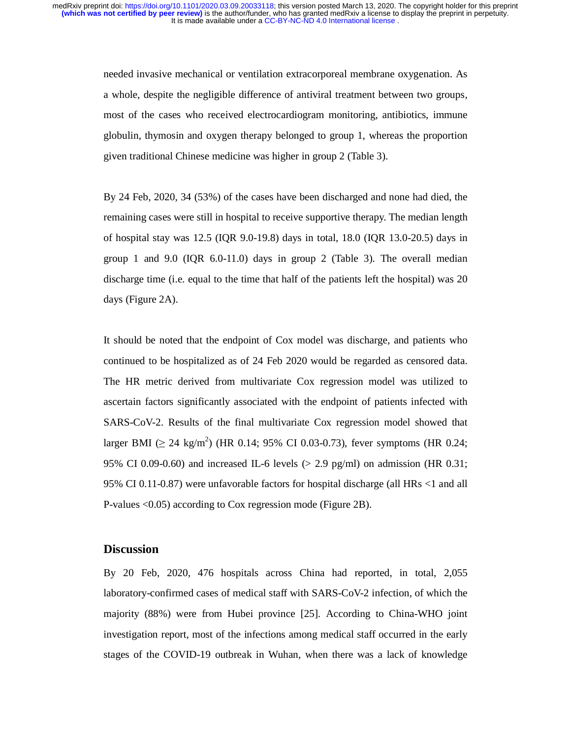needed invasive mechanical or ventilation extracorporeal membrane oxygenation. As a whole, despite the negligible difference of antiviral treatment between two groups, most of the cases who received electrocardiogram monitoring, antibiotics, immune globulin, thymosin and oxygen therapy belonged to group 1, whereas the proportion given traditional Chinese medicine was higher in group 2 (Table 3).

By 24 Feb, 2020, 34 (53%) of the cases have been discharged and none had died, the remaining cases were still in hospital to receive supportive therapy. The median length of hospital stay was 12.5 (IQR 9.0-19.8) days in total, 18.0 (IQR 13.0-20.5) days in group 1 and 9.0 (IQR 6.0-11.0) days in group 2 (Table 3). The overall median discharge time (i.e. equal to the time that half of the patients left the hospital) was 20 days (Figure 2A).

It should be noted that the endpoint of Cox model was discharge, and patients who continued to be hospitalized as of 24 Feb 2020 would be regarded as censored data. The HR metric derived from multivariate Cox regression model was utilized to ascertain factors significantly associated with the endpoint of patients infected with SARS-CoV-2. Results of the final multivariate Cox regression model showed that larger BMI ($\geq$ 24 kg/m$^2$) (HR 0.14; 95% CI 0.03-0.73), fever symptoms (HR 0.24; 95% CI 0.09-0.60) and increased IL-6 levels (> 2.9 pg/ml) on admission (HR 0.31; 95% CI 0.11-0.87) were unfavorable factors for hospital discharge (all HRs <1 and all P-values <0.05) according to Cox regression mode (Figure 2B).

## Discussion

By 20 Feb, 2020, 476 hospitals across China had reported, in total, 2,055 laboratory-confirmed cases of medical staff with SARS-CoV-2 infection, of which the majority (88%) were from Hubei province [25]. According to China-WHO joint investigation report, most of the infections among medical staff occurred in the early stages of the COVID-19 outbreak in Wuhan, when there was a lack of knowledge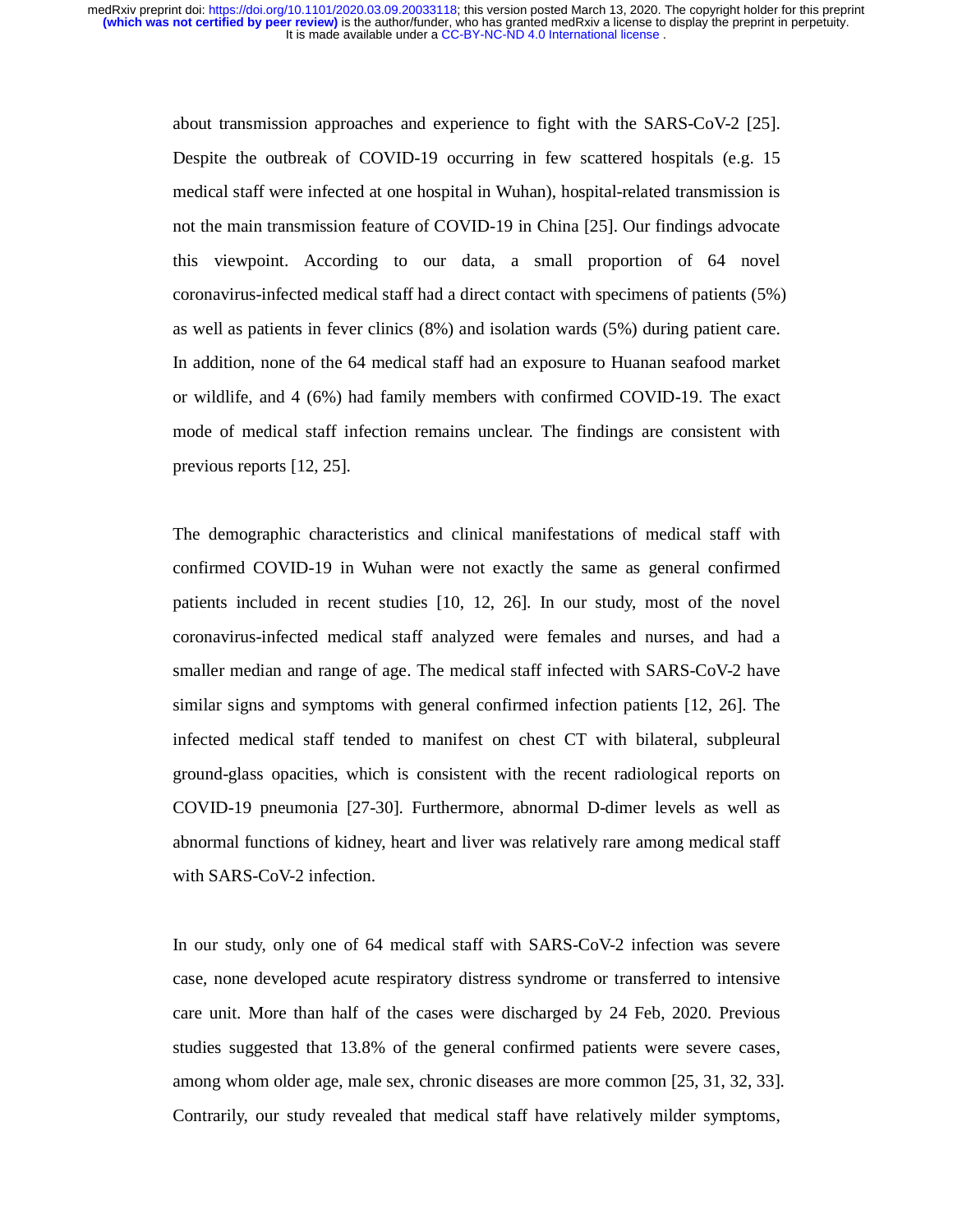about transmission approaches and experience to fight with the SARS-CoV-2 [25]. Despite the outbreak of COVID-19 occurring in few scattered hospitals (e.g. 15 medical staff were infected at one hospital in Wuhan), hospital-related transmission is not the main transmission feature of COVID-19 in China [25]. Our findings advocate this viewpoint. According to our data, a small proportion of 64 novel coronavirus-infected medical staff had a direct contact with specimens of patients (5%) as well as patients in fever clinics (8%) and isolation wards (5%) during patient care. In addition, none of the 64 medical staff had an exposure to Huanan seafood market or wildlife, and 4 (6%) had family members with confirmed COVID-19. The exact mode of medical staff infection remains unclear. The findings are consistent with previous reports [12, 25].

The demographic characteristics and clinical manifestations of medical staff with confirmed COVID-19 in Wuhan were not exactly the same as general confirmed patients included in recent studies [10, 12, 26]. In our study, most of the novel coronavirus-infected medical staff analyzed were females and nurses, and had a smaller median and range of age. The medical staff infected with SARS-CoV-2 have similar signs and symptoms with general confirmed infection patients [12, 26]. The infected medical staff tended to manifest on chest CT with bilateral, subpleural ground-glass opacities, which is consistent with the recent radiological reports on COVID-19 pneumonia [27-30]. Furthermore, abnormal D-dimer levels as well as abnormal functions of kidney, heart and liver was relatively rare among medical staff with SARS-CoV-2 infection.

In our study, only one of 64 medical staff with SARS-CoV-2 infection was severe case, none developed acute respiratory distress syndrome or transferred to intensive care unit. More than half of the cases were discharged by 24 Feb, 2020. Previous studies suggested that 13.8% of the general confirmed patients were severe cases, among whom older age, male sex, chronic diseases are more common [25, 31, 32, 33]. Contrarily, our study revealed that medical staff have relatively milder symptoms,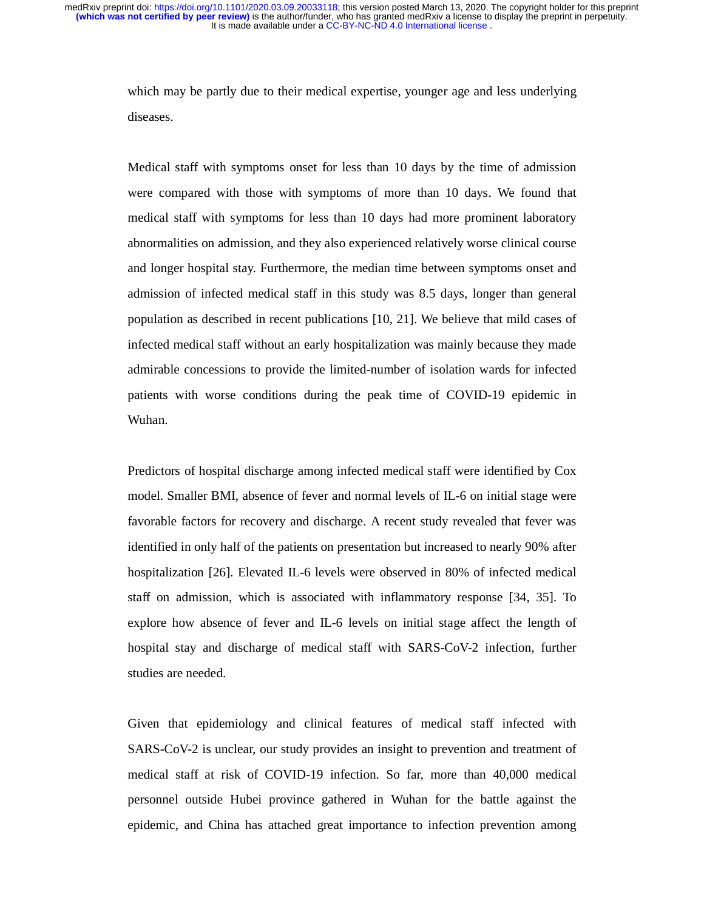which may be partly due to their medical expertise, younger age and less underlying diseases.

Medical staff with symptoms onset for less than 10 days by the time of admission were compared with those with symptoms of more than 10 days. We found that medical staff with symptoms for less than 10 days had more prominent laboratory abnormalities on admission, and they also experienced relatively worse clinical course and longer hospital stay. Furthermore, the median time between symptoms onset and admission of infected medical staff in this study was 8.5 days, longer than general population as described in recent publications [10, 21]. We believe that mild cases of infected medical staff without an early hospitalization was mainly because they made admirable concessions to provide the limited-number of isolation wards for infected patients with worse conditions during the peak time of COVID-19 epidemic in Wuhan.

Predictors of hospital discharge among infected medical staff were identified by Cox model. Smaller BMI, absence of fever and normal levels of IL-6 on initial stage were favorable factors for recovery and discharge. A recent study revealed that fever was identified in only half of the patients on presentation but increased to nearly 90% after hospitalization [26]. Elevated IL-6 levels were observed in 80% of infected medical staff on admission, which is associated with inflammatory response [34, 35]. To explore how absence of fever and IL-6 levels on initial stage affect the length of hospital stay and discharge of medical staff with SARS-CoV-2 infection, further studies are needed.

Given that epidemiology and clinical features of medical staff infected with SARS-CoV-2 is unclear, our study provides an insight to prevention and treatment of medical staff at risk of COVID-19 infection. So far, more than 40,000 medical personnel outside Hubei province gathered in Wuhan for the battle against the epidemic, and China has attached great importance to infection prevention among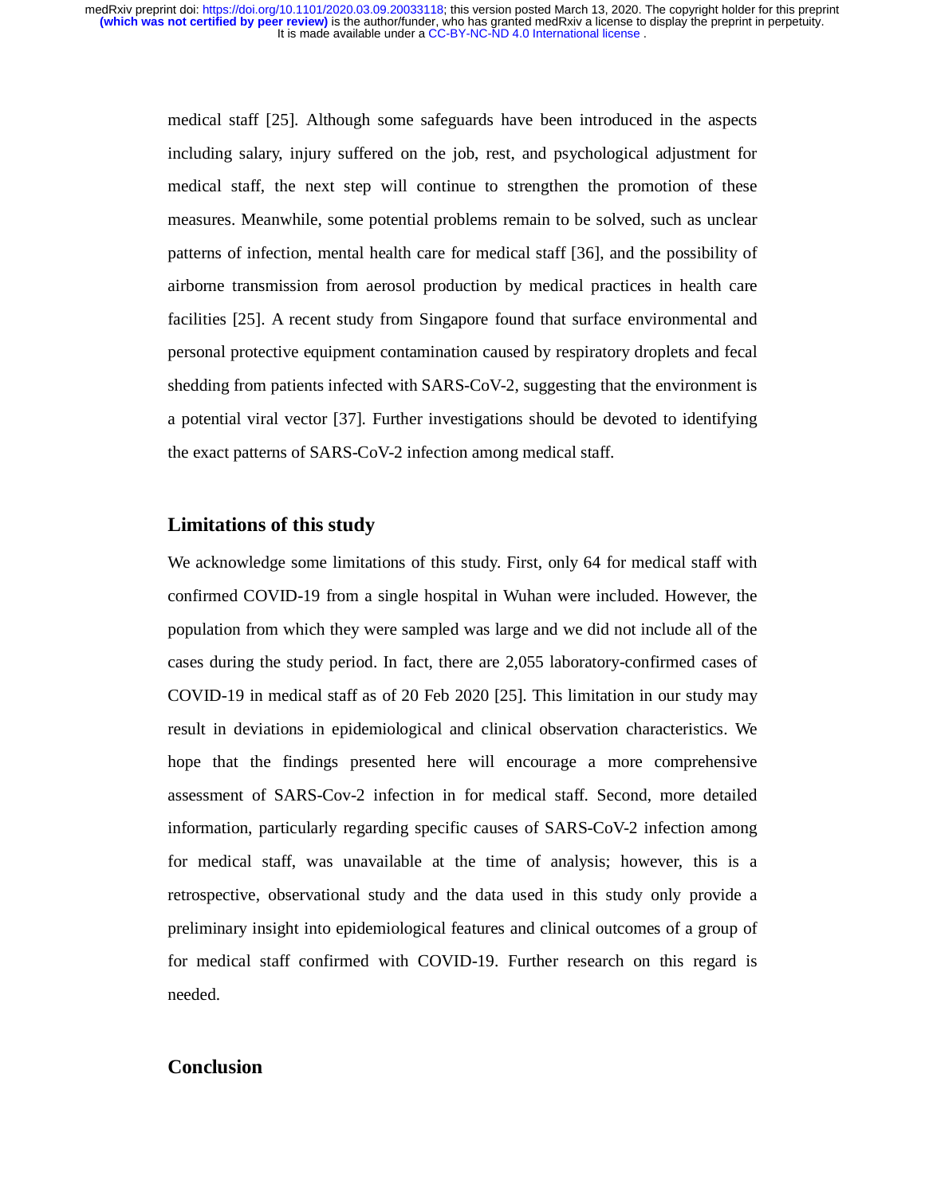medical staff [25]. Although some safeguards have been introduced in the aspects including salary, injury suffered on the job, rest, and psychological adjustment for medical staff, the next step will continue to strengthen the promotion of these measures. Meanwhile, some potential problems remain to be solved, such as unclear patterns of infection, mental health care for medical staff [36], and the possibility of airborne transmission from aerosol production by medical practices in health care facilities [25]. A recent study from Singapore found that surface environmental and personal protective equipment contamination caused by respiratory droplets and fecal shedding from patients infected with SARS-CoV-2, suggesting that the environment is a potential viral vector [37]. Further investigations should be devoted to identifying the exact patterns of SARS-CoV-2 infection among medical staff.

## Limitations of this study

We acknowledge some limitations of this study. First, only 64 for medical staff with confirmed COVID-19 from a single hospital in Wuhan were included. However, the population from which they were sampled was large and we did not include all of the cases during the study period. In fact, there are 2,055 laboratory-confirmed cases of COVID-19 in medical staff as of 20 Feb 2020 [25]. This limitation in our study may result in deviations in epidemiological and clinical observation characteristics. We hope that the findings presented here will encourage a more comprehensive assessment of SARS-Cov-2 infection in for medical staff. Second, more detailed information, particularly regarding specific causes of SARS-CoV-2 infection among for medical staff, was unavailable at the time of analysis; however, this is a retrospective, observational study and the data used in this study only provide a preliminary insight into epidemiological features and clinical outcomes of a group of for medical staff confirmed with COVID-19. Further research on this regard is needed.

## Conclusion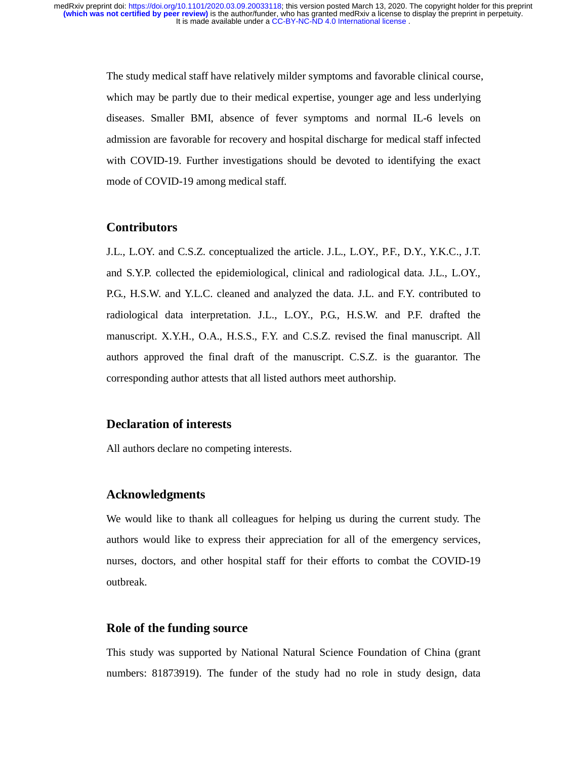The study medical staff have relatively milder symptoms and favorable clinical course, which may be partly due to their medical expertise, younger age and less underlying diseases. Smaller BMI, absence of fever symptoms and normal IL-6 levels on admission are favorable for recovery and hospital discharge for medical staff infected with COVID-19. Further investigations should be devoted to identifying the exact mode of COVID-19 among medical staff.

## Contributors

J.L., L.OY. and C.S.Z. conceptualized the article. J.L., L.OY., P.F., D.Y., Y.K.C., J.T. and S.Y.P. collected the epidemiological, clinical and radiological data. J.L., L.OY., P.G., H.S.W. and Y.L.C. cleaned and analyzed the data. J.L. and F.Y. contributed to radiological data interpretation. J.L., L.OY., P.G., H.S.W. and P.F. drafted the manuscript. X.Y.H., O.A., H.S.S., F.Y. and C.S.Z. revised the final manuscript. All authors approved the final draft of the manuscript. C.S.Z. is the guarantor. The corresponding author attests that all listed authors meet authorship.

## Declaration of interests

All authors declare no competing interests.

## Acknowledgments

We would like to thank all colleagues for helping us during the current study. The authors would like to express their appreciation for all of the emergency services, nurses, doctors, and other hospital staff for their efforts to combat the COVID-19 outbreak.

## Role of the funding source

This study was supported by National Natural Science Foundation of China (grant numbers: 81873919). The funder of the study had no role in study design, data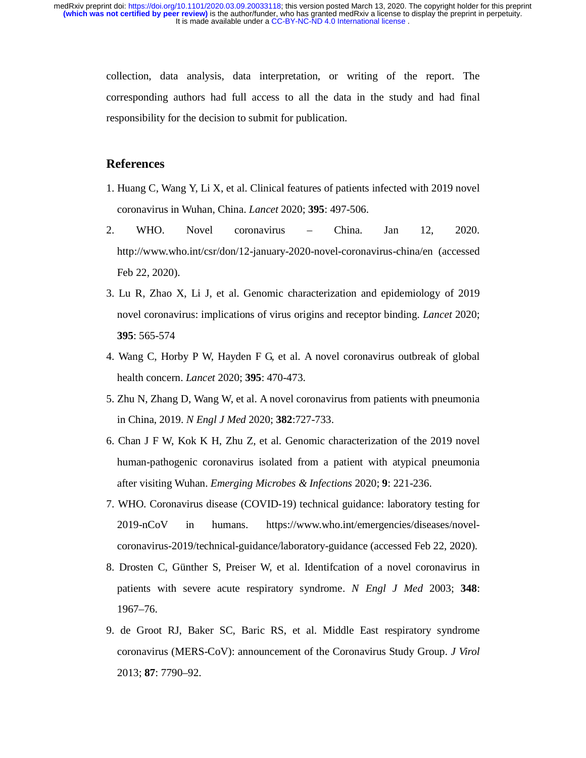collection, data analysis, data interpretation, or writing of the report. The corresponding authors had full access to all the data in the study and had final responsibility for the decision to submit for publication.

## References

1. Huang C, Wang Y, Li X, et al. Clinical features of patients infected with 2019 novel coronavirus in Wuhan, China. *Lancet* 2020; **395**: 497-506.
2. WHO. Novel coronavirus – China. Jan 12, 2020. http://www.who.int/csr/don/12-january-2020-novel-coronavirus-china/en (accessed Feb 22, 2020).
3. Lu R, Zhao X, Li J, et al. Genomic characterization and epidemiology of 2019 novel coronavirus: implications of virus origins and receptor binding. *Lancet* 2020; **395**: 565-574
4. Wang C, Horby P W, Hayden F G, et al. A novel coronavirus outbreak of global health concern. *Lancet* 2020; **395**: 470-473.
5. Zhu N, Zhang D, Wang W, et al. A novel coronavirus from patients with pneumonia in China, 2019. *N Engl J Med* 2020; **382**:727-733.
6. Chan J F W, Kok K H, Zhu Z, et al. Genomic characterization of the 2019 novel human-pathogenic coronavirus isolated from a patient with atypical pneumonia after visiting Wuhan. *Emerging Microbes & Infections* 2020; **9**: 221-236.
7. WHO. Coronavirus disease (COVID-19) technical guidance: laboratory testing for 2019-nCoV in humans. https://www.who.int/emergencies/diseases/novel-coronavirus-2019/technical-guidance/laboratory-guidance (accessed Feb 22, 2020).
8. Drosten C, Günther S, Preiser W, et al. Identifcation of a novel coronavirus in patients with severe acute respiratory syndrome. *N Engl J Med* 2003; **348**: 1967–76.
9. de Groot RJ, Baker SC, Baric RS, et al. Middle East respiratory syndrome coronavirus (MERS-CoV): announcement of the Coronavirus Study Group. *J Virol* 2013; **87**: 7790–92.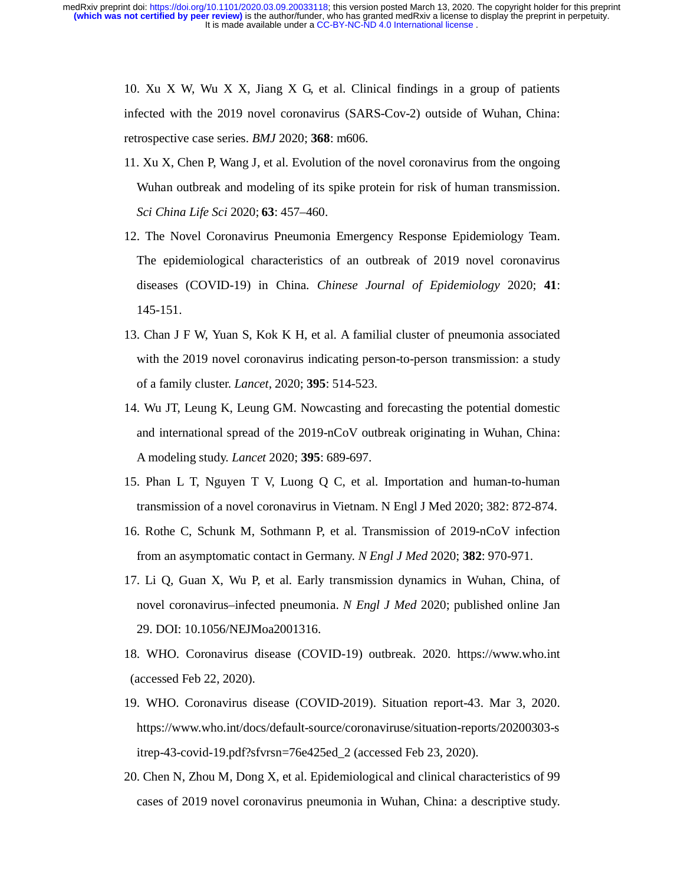10. Xu X W, Wu X X, Jiang X G, et al. Clinical findings in a group of patients infected with the 2019 novel coronavirus (SARS-Cov-2) outside of Wuhan, China: retrospective case series. *BMJ* 2020; **368**: m606.

11. Xu X, Chen P, Wang J, et al. Evolution of the novel coronavirus from the ongoing Wuhan outbreak and modeling of its spike protein for risk of human transmission. *Sci China Life Sci* 2020; **63**: 457–460.

12. The Novel Coronavirus Pneumonia Emergency Response Epidemiology Team. The epidemiological characteristics of an outbreak of 2019 novel coronavirus diseases (COVID-19) in China. *Chinese Journal of Epidemiology* 2020; **41**: 145-151.

13. Chan J F W, Yuan S, Kok K H, et al. A familial cluster of pneumonia associated with the 2019 novel coronavirus indicating person-to-person transmission: a study of a family cluster. *Lancet*, 2020; **395**: 514-523.

14. Wu JT, Leung K, Leung GM. Nowcasting and forecasting the potential domestic and international spread of the 2019-nCoV outbreak originating in Wuhan, China: A modeling study. *Lancet* 2020; **395**: 689-697.

15. Phan L T, Nguyen T V, Luong Q C, et al. Importation and human-to-human transmission of a novel coronavirus in Vietnam. N Engl J Med 2020; 382: 872-874.

16. Rothe C, Schunk M, Sothmann P, et al. Transmission of 2019-nCoV infection from an asymptomatic contact in Germany. *N Engl J Med* 2020; **382**: 970-971.

17. Li Q, Guan X, Wu P, et al. Early transmission dynamics in Wuhan, China, of novel coronavirus–infected pneumonia. *N Engl J Med* 2020; published online Jan 29. DOI: 10.1056/NEJMoa2001316.

18. WHO. Coronavirus disease (COVID-19) outbreak. 2020. https://www.who.int (accessed Feb 22, 2020).

19. WHO. Coronavirus disease (COVID-2019). Situation report-43. Mar 3, 2020. https://www.who.int/docs/default-source/coronaviruse/situation-reports/20200303-sitrep-43-covid-19.pdf?sfvrsn=76e425ed_2 (accessed Feb 23, 2020).

20. Chen N, Zhou M, Dong X, et al. Epidemiological and clinical characteristics of 99 cases of 2019 novel coronavirus pneumonia in Wuhan, China: a descriptive study.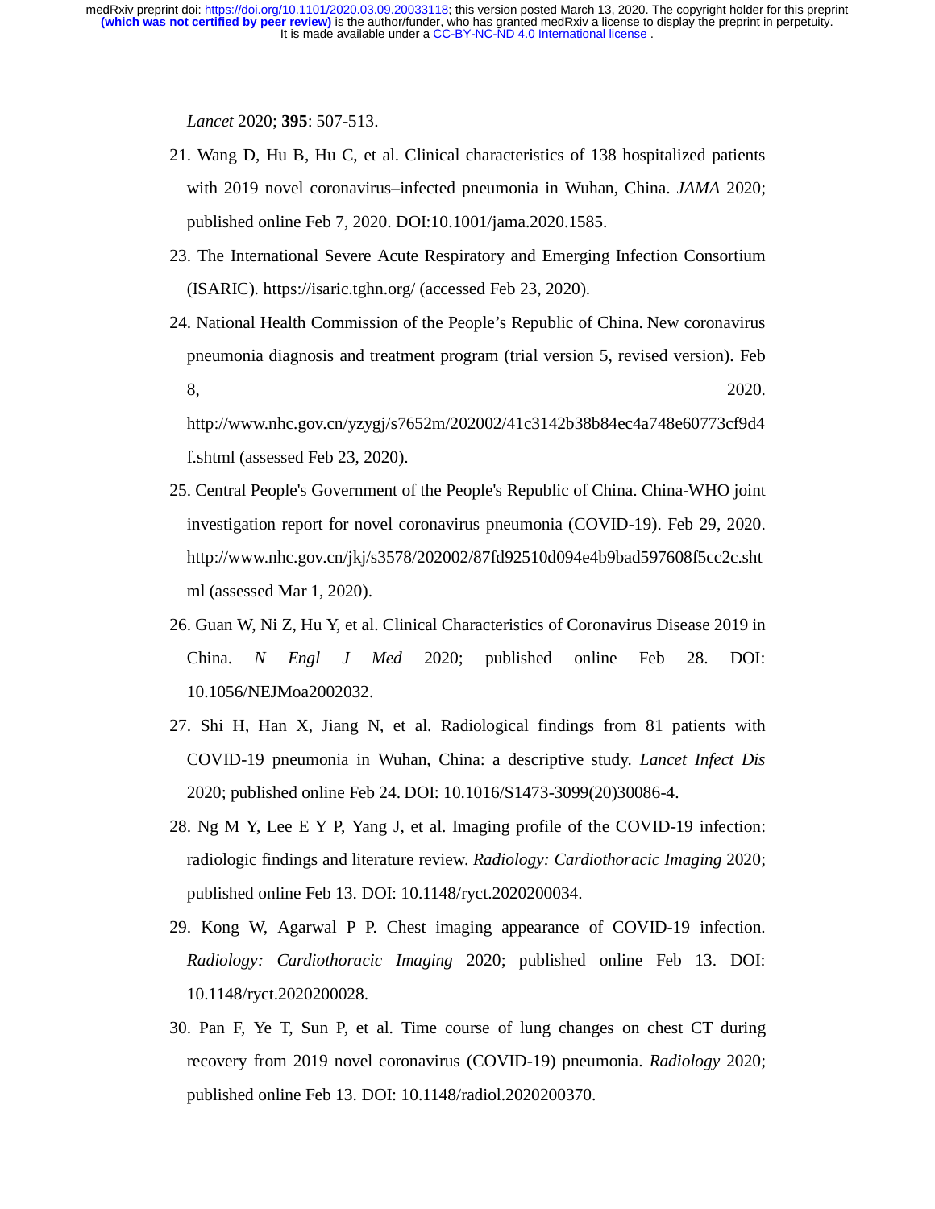*Lancet* 2020; **395**: 507-513.

21. Wang D, Hu B, Hu C, et al. Clinical characteristics of 138 hospitalized patients with 2019 novel coronavirus–infected pneumonia in Wuhan, China. *JAMA* 2020; published online Feb 7, 2020. DOI:10.1001/jama.2020.1585.

23. The International Severe Acute Respiratory and Emerging Infection Consortium (ISARIC). https://isaric.tghn.org/ (accessed Feb 23, 2020).

24. National Health Commission of the People's Republic of China. New coronavirus pneumonia diagnosis and treatment program (trial version 5, revised version). Feb 8, 2020. http://www.nhc.gov.cn/yzygj/s7652m/202002/41c3142b38b84ec4a748e60773cf9d4f.shtml (assessed Feb 23, 2020).

25. Central People's Government of the People's Republic of China. China-WHO joint investigation report for novel coronavirus pneumonia (COVID-19). Feb 29, 2020. http://www.nhc.gov.cn/jkj/s3578/202002/87fd92510d094e4b9bad597608f5cc2c.shtml (assessed Mar 1, 2020).

26. Guan W, Ni Z, Hu Y, et al. Clinical Characteristics of Coronavirus Disease 2019 in China. *N Engl J Med* 2020; published online Feb 28. DOI: 10.1056/NEJMoa2002032.

27. Shi H, Han X, Jiang N, et al. Radiological findings from 81 patients with COVID-19 pneumonia in Wuhan, China: a descriptive study. *Lancet Infect Dis* 2020; published online Feb 24. DOI: 10.1016/S1473-3099(20)30086-4.

28. Ng M Y, Lee E Y P, Yang J, et al. Imaging profile of the COVID-19 infection: radiologic findings and literature review. *Radiology: Cardiothoracic Imaging* 2020; published online Feb 13. DOI: 10.1148/ryct.2020200034.

29. Kong W, Agarwal P P. Chest imaging appearance of COVID-19 infection. *Radiology: Cardiothoracic Imaging* 2020; published online Feb 13. DOI: 10.1148/ryct.2020200028.

30. Pan F, Ye T, Sun P, et al. Time course of lung changes on chest CT during recovery from 2019 novel coronavirus (COVID-19) pneumonia. *Radiology* 2020; published online Feb 13. DOI: 10.1148/radiol.2020200370.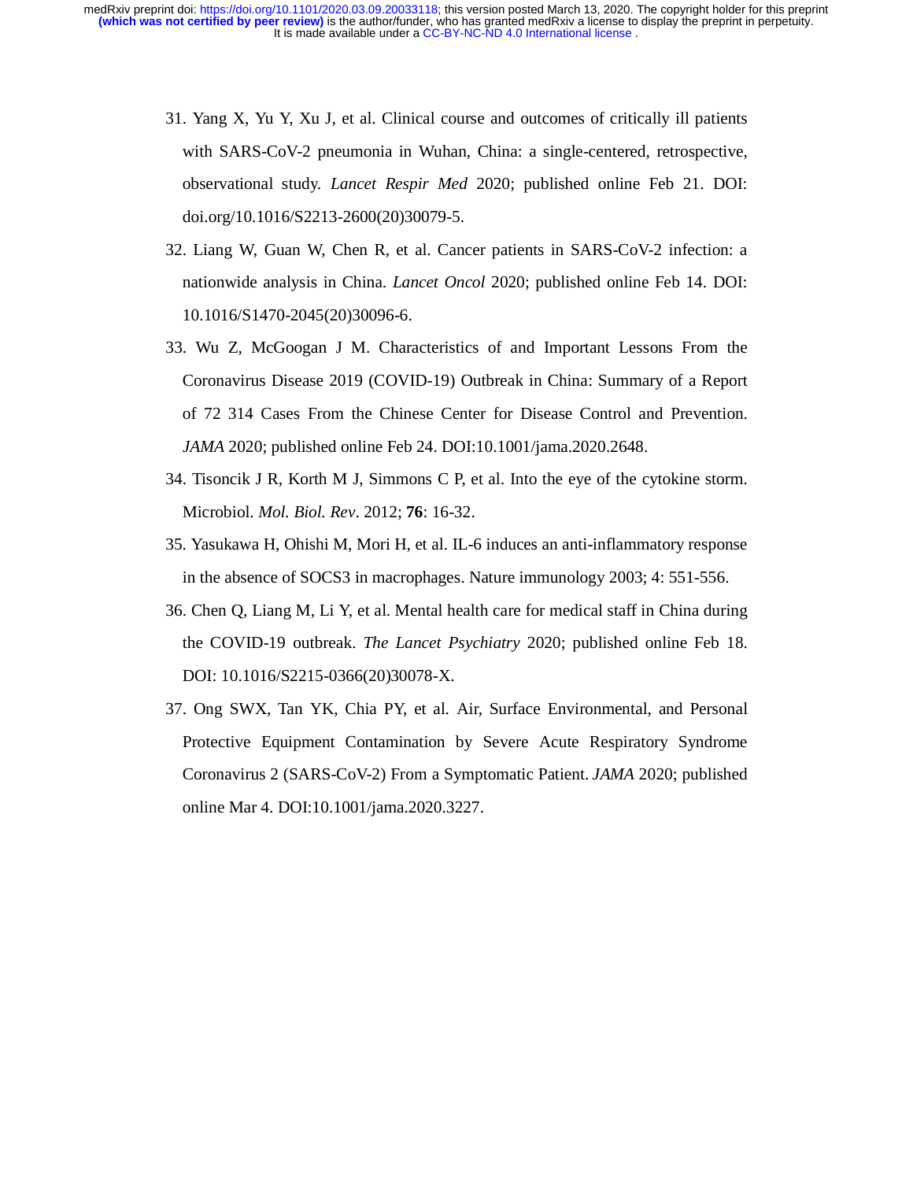31. Yang X, Yu Y, Xu J, et al. Clinical course and outcomes of critically ill patients with SARS-CoV-2 pneumonia in Wuhan, China: a single-centered, retrospective, observational study. *Lancet Respir Med* 2020; published online Feb 21. DOI: doi.org/10.1016/S2213-2600(20)30079-5.

32. Liang W, Guan W, Chen R, et al. Cancer patients in SARS-CoV-2 infection: a nationwide analysis in China. *Lancet Oncol* 2020; published online Feb 14. DOI: 10.1016/S1470-2045(20)30096-6.

33. Wu Z, McGoogan J M. Characteristics of and Important Lessons From the Coronavirus Disease 2019 (COVID-19) Outbreak in China: Summary of a Report of 72 314 Cases From the Chinese Center for Disease Control and Prevention. *JAMA* 2020; published online Feb 24. DOI:10.1001/jama.2020.2648.

34. Tisoncik J R, Korth M J, Simmons C P, et al. Into the eye of the cytokine storm. Microbiol. *Mol. Biol. Rev*. 2012; **76**: 16-32.

35. Yasukawa H, Ohishi M, Mori H, et al. IL-6 induces an anti-inflammatory response in the absence of SOCS3 in macrophages. Nature immunology 2003; 4: 551-556.

36. Chen Q, Liang M, Li Y, et al. Mental health care for medical staff in China during the COVID-19 outbreak. *The Lancet Psychiatry* 2020; published online Feb 18. DOI: 10.1016/S2215-0366(20)30078-X.

37. Ong SWX, Tan YK, Chia PY, et al. Air, Surface Environmental, and Personal Protective Equipment Contamination by Severe Acute Respiratory Syndrome Coronavirus 2 (SARS-CoV-2) From a Symptomatic Patient. *JAMA* 2020; published online Mar 4. DOI:10.1001/jama.2020.3227.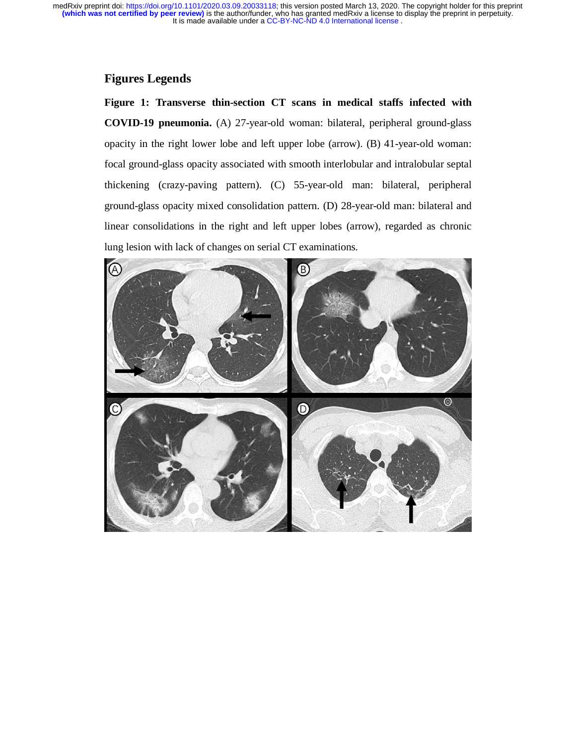## Figures Legends

**Figure 1: Transverse thin-section CT scans in medical staffs infected with COVID-19 pneumonia.** (A) 27-year-old woman: bilateral, peripheral ground-glass opacity in the right lower lobe and left upper lobe (arrow). (B) 41-year-old woman: focal ground-glass opacity associated with smooth interlobular and intralobular septal thickening (crazy-paving pattern). (C) 55-year-old man: bilateral, peripheral ground-glass opacity mixed consolidation pattern. (D) 28-year-old man: bilateral and linear consolidations in the right and left upper lobes (arrow), regarded as chronic lung lesion with lack of changes on serial CT examinations.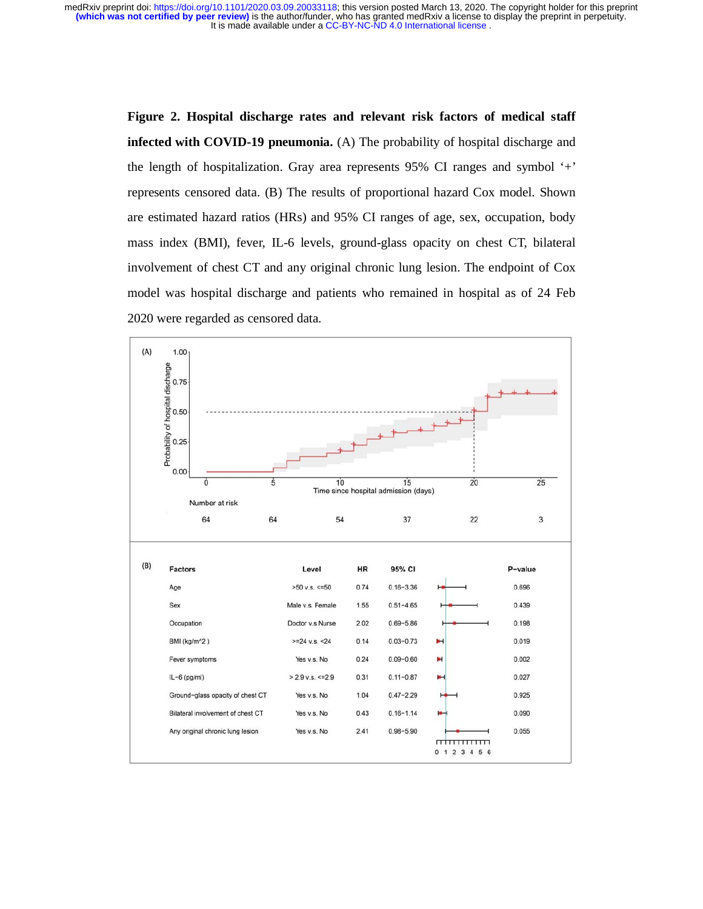**Figure 2. Hospital discharge rates and relevant risk factors of medical staff infected with COVID-19 pneumonia.** (A) The probability of hospital discharge and the length of hospitalization. Gray area represents 95% CI ranges and symbol '+' represents censored data. (B) The results of proportional hazard Cox model. Shown are estimated hazard ratios (HRs) and 95% CI ranges of age, sex, occupation, body mass index (BMI), fever, IL-6 levels, ground-glass opacity on chest CT, bilateral involvement of chest CT and any original chronic lung lesion. The endpoint of Cox model was hospital discharge and patients who remained in hospital as of 24 Feb 2020 were regarded as censored data.

(A)

Probability of hospital discharge vs. Time since hospital admission (days)

| Time since hospital admission (days) | 0 | 5 | 10 | 15 | 20 | 25 |
|---|---|---|---|---|---|---|
| Number at risk | 64 | 64 | 54 | 37 | 22 | 3 |

(B)

| Factors | Level | HR | 95% CI | P-value |
|---|---|---|---|---|
| Age | >50 v.s. <=50 | 0.74 | 0.16−3.36 | 0.696 |
| Sex | Male v.s. Female | 1.55 | 0.51−4.65 | 0.439 |
| Occupation | Doctor v.s Nurse | 2.02 | 0.69−5.86 | 0.198 |
| BMI (kg/m^2 ) | >=24 v.s. <24 | 0.14 | 0.03−0.73 | 0.019 |
| Fever symptoms | Yes v.s. No | 0.24 | 0.09−0.60 | 0.002 |
| IL−6 (pg/ml) | > 2.9 v.s. <=2.9 | 0.31 | 0.11−0.87 | 0.027 |
| Ground−glass opacity of chest CT | Yes v.s. No | 1.04 | 0.47−2.29 | 0.925 |
| Bilateral involvement of chest CT | Yes v.s. No | 0.43 | 0.16−1.14 | 0.090 |
| Any original chronic lung lesion | Yes v.s. No | 2.41 | 0.98−5.90 | 0.055 |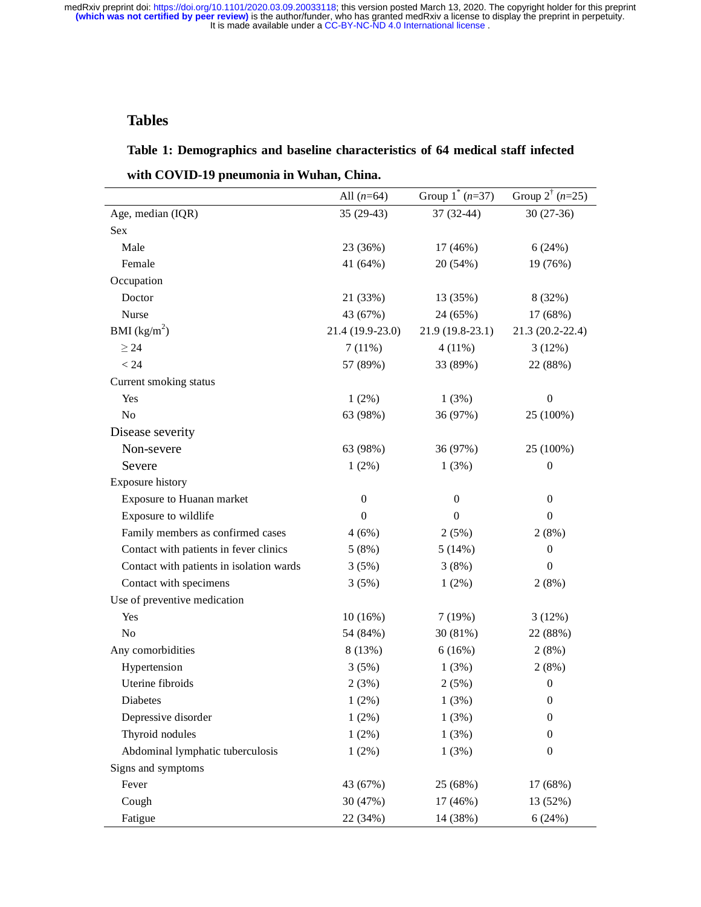## Tables

**Table 1: Demographics and baseline characteristics of 64 medical staff infected with COVID-19 pneumonia in Wuhan, China.**

| | All (*n*=64) | Group 1[*] (*n*=37) | Group 2[†] (*n*=25) |
|---|---|---|---|
| Age, median (IQR) | 35 (29-43) | 37 (32-44) | 30 (27-36) |
| Sex | | | |
| Male | 23 (36%) | 17 (46%) | 6 (24%) |
| Female | 41 (64%) | 20 (54%) | 19 (76%) |
| Occupation | | | |
| Doctor | 21 (33%) | 13 (35%) | 8 (32%) |
| Nurse | 43 (67%) | 24 (65%) | 17 (68%) |
| BMI ($kg/m^2$) | 21.4 (19.9-23.0) | 21.9 (19.8-23.1) | 21.3 (20.2-22.4) |
| ≥ 24 | 7 (11%) | 4 (11%) | 3 (12%) |
| < 24 | 57 (89%) | 33 (89%) | 22 (88%) |
| Current smoking status | | | |
| Yes | 1 (2%) | 1 (3%) | 0 |
| No | 63 (98%) | 36 (97%) | 25 (100%) |
| Disease severity | | | |
| Non-severe | 63 (98%) | 36 (97%) | 25 (100%) |
| Severe | 1 (2%) | 1 (3%) | 0 |
| Exposure history | | | |
| Exposure to Huanan market | 0 | 0 | 0 |
| Exposure to wildlife | 0 | 0 | 0 |
| Family members as confirmed cases | 4 (6%) | 2 (5%) | 2 (8%) |
| Contact with patients in fever clinics | 5 (8%) | 5 (14%) | 0 |
| Contact with patients in isolation wards | 3 (5%) | 3 (8%) | 0 |
| Contact with specimens | 3 (5%) | 1 (2%) | 2 (8%) |
| Use of preventive medication | | | |
| Yes | 10 (16%) | 7 (19%) | 3 (12%) |
| No | 54 (84%) | 30 (81%) | 22 (88%) |
| Any comorbidities | 8 (13%) | 6 (16%) | 2 (8%) |
| Hypertension | 3 (5%) | 1 (3%) | 2 (8%) |
| Uterine fibroids | 2 (3%) | 2 (5%) | 0 |
| Diabetes | 1 (2%) | 1 (3%) | 0 |
| Depressive disorder | 1 (2%) | 1 (3%) | 0 |
| Thyroid nodules | 1 (2%) | 1 (3%) | 0 |
| Abdominal lymphatic tuberculosis | 1 (2%) | 1 (3%) | 0 |
| Signs and symptoms | | | |
| Fever | 43 (67%) | 25 (68%) | 17 (68%) |
| Cough | 30 (47%) | 17 (46%) | 13 (52%) |
| Fatigue | 22 (34%) | 14 (38%) | 6 (24%) |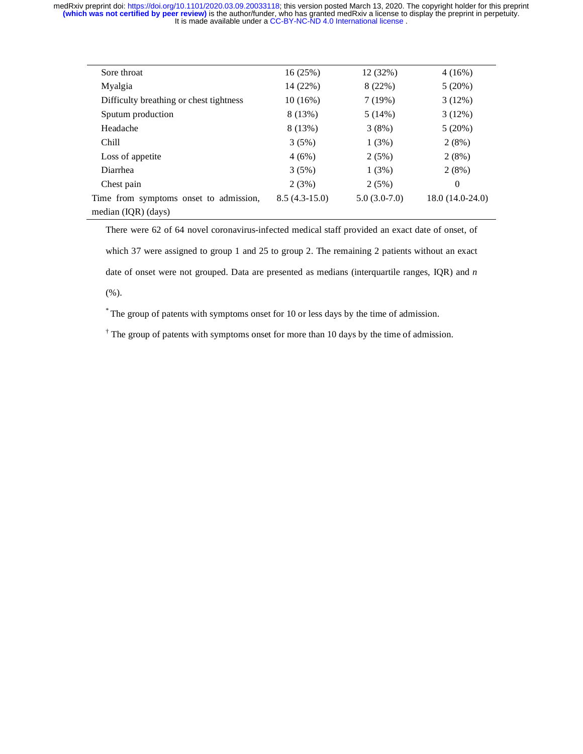| | | | |
|---|---|---|---|
| Sore throat | 16 (25%) | 12 (32%) | 4 (16%) |
| Myalgia | 14 (22%) | 8 (22%) | 5 (20%) |
| Difficulty breathing or chest tightness | 10 (16%) | 7 (19%) | 3 (12%) |
| Sputum production | 8 (13%) | 5 (14%) | 3 (12%) |
| Headache | 8 (13%) | 3 (8%) | 5 (20%) |
| Chill | 3 (5%) | 1 (3%) | 2 (8%) |
| Loss of appetite | 4 (6%) | 2 (5%) | 2 (8%) |
| Diarrhea | 3 (5%) | 1 (3%) | 2 (8%) |
| Chest pain | 2 (3%) | 2 (5%) | 0 |
| Time from symptoms onset to admission, median (IQR) (days) | 8.5 (4.3-15.0) | 5.0 (3.0-7.0) | 18.0 (14.0-24.0) |

There were 62 of 64 novel coronavirus-infected medical staff provided an exact date of onset, of which 37 were assigned to group 1 and 25 to group 2. The remaining 2 patients without an exact date of onset were not grouped. Data are presented as medians (interquartile ranges, IQR) and *n* (%).

[*] The group of patents with symptoms onset for 10 or less days by the time of admission.

[†] The group of patents with symptoms onset for more than 10 days by the time of admission.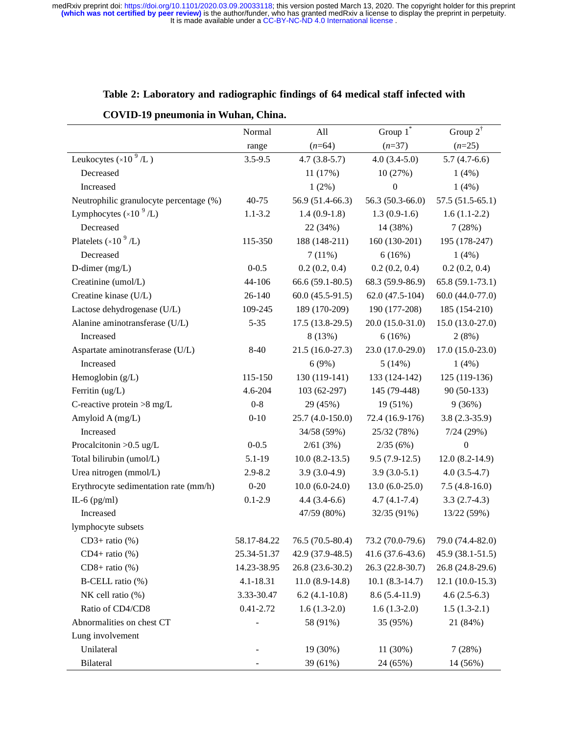**Table 2: Laboratory and radiographic findings of 64 medical staff infected with COVID-19 pneumonia in Wuhan, China.**

| | Normal range | All (*n*=64) | Group 1* (*n*=37) | Group 2† (*n*=25) |
|---|---|---|---|---|
| Leukocytes ($\times 10^9$/L ) | 3.5-9.5 | 4.7 (3.8-5.7) | 4.0 (3.4-5.0) | 5.7 (4.7-6.6) |
| Decreased | | 11 (17%) | 10 (27%) | 1 (4%) |
| Increased | | 1 (2%) | 0 | 1 (4%) |
| Neutrophilic granulocyte percentage (%) | 40-75 | 56.9 (51.4-66.3) | 56.3 (50.3-66.0) | 57.5 (51.5-65.1) |
| Lymphocytes ($\times 10^9$/L) | 1.1-3.2 | 1.4 (0.9-1.8) | 1.3 (0.9-1.6) | 1.6 (1.1-2.2) |
| Decreased | | 22 (34%) | 14 (38%) | 7 (28%) |
| Platelets ($\times 10^9$/L) | 115-350 | 188 (148-211) | 160 (130-201) | 195 (178-247) |
| Decreased | | 7 (11%) | 6 (16%) | 1 (4%) |
| D-dimer (mg/L) | 0-0.5 | 0.2 (0.2, 0.4) | 0.2 (0.2, 0.4) | 0.2 (0.2, 0.4) |
| Creatinine (umol/L) | 44-106 | 66.6 (59.1-80.5) | 68.3 (59.9-86.9) | 65.8 (59.1-73.1) |
| Creatine kinase (U/L) | 26-140 | 60.0 (45.5-91.5) | 62.0 (47.5-104) | 60.0 (44.0-77.0) |
| Lactose dehydrogenase (U/L) | 109-245 | 189 (170-209) | 190 (177-208) | 185 (154-210) |
| Alanine aminotransferase (U/L) | 5-35 | 17.5 (13.8-29.5) | 20.0 (15.0-31.0) | 15.0 (13.0-27.0) |
| Increased | | 8 (13%) | 6 (16%) | 2 (8%) |
| Aspartate aminotransferase (U/L) | 8-40 | 21.5 (16.0-27.3) | 23.0 (17.0-29.0) | 17.0 (15.0-23.0) |
| Increased | | 6 (9%) | 5 (14%) | 1 (4%) |
| Hemoglobin (g/L) | 115-150 | 130 (119-141) | 133 (124-142) | 125 (119-136) |
| Ferritin (ug/L) | 4.6-204 | 103 (62-297) | 145 (79-448) | 90 (50-133) |
| C-reactive protein >8 mg/L | 0-8 | 29 (45%) | 19 (51%) | 9 (36%) |
| Amyloid A (mg/L) | 0-10 | 25.7 (4.0-150.0) | 72.4 (16.9-176) | 3.8 (2.3-35.9) |
| Increased | | 34/58 (59%) | 25/32 (78%) | 7/24 (29%) |
| Procalcitonin >0.5 ug/L | 0-0.5 | 2/61 (3%) | 2/35 (6%) | 0 |
| Total bilirubin (umol/L) | 5.1-19 | 10.0 (8.2-13.5) | 9.5 (7.9-12.5) | 12.0 (8.2-14.9) |
| Urea nitrogen (mmol/L) | 2.9-8.2 | 3.9 (3.0-4.9) | 3.9 (3.0-5.1) | 4.0 (3.5-4.7) |
| Erythrocyte sedimentation rate (mm/h) | 0-20 | 10.0 (6.0-24.0) | 13.0 (6.0-25.0) | 7.5 (4.8-16.0) |
| IL-6 (pg/ml) | 0.1-2.9 | 4.4 (3.4-6.6) | 4.7 (4.1-7.4) | 3.3 (2.7-4.3) |
| Increased | | 47/59 (80%) | 32/35 (91%) | 13/22 (59%) |
| lymphocyte subsets | | | | |
| CD3+ ratio (%) | 58.17-84.22 | 76.5 (70.5-80.4) | 73.2 (70.0-79.6) | 79.0 (74.4-82.0) |
| CD4+ ratio (%) | 25.34-51.37 | 42.9 (37.9-48.5) | 41.6 (37.6-43.6) | 45.9 (38.1-51.5) |
| CD8+ ratio (%) | 14.23-38.95 | 26.8 (23.6-30.2) | 26.3 (22.8-30.7) | 26.8 (24.8-29.6) |
| B-CELL ratio (%) | 4.1-18.31 | 11.0 (8.9-14.8) | 10.1 (8.3-14.7) | 12.1 (10.0-15.3) |
| NK cell ratio (%) | 3.33-30.47 | 6.2 (4.1-10.8) | 8.6 (5.4-11.9) | 4.6 (2.5-6.3) |
| Ratio of CD4/CD8 | 0.41-2.72 | 1.6 (1.3-2.0) | 1.6 (1.3-2.0) | 1.5 (1.3-2.1) |
| Abnormalities on chest CT | - | 58 (91%) | 35 (95%) | 21 (84%) |
| Lung involvement | | | | |
| Unilateral | - | 19 (30%) | 11 (30%) | 7 (28%) |
| Bilateral | - | 39 (61%) | 24 (65%) | 14 (56%) |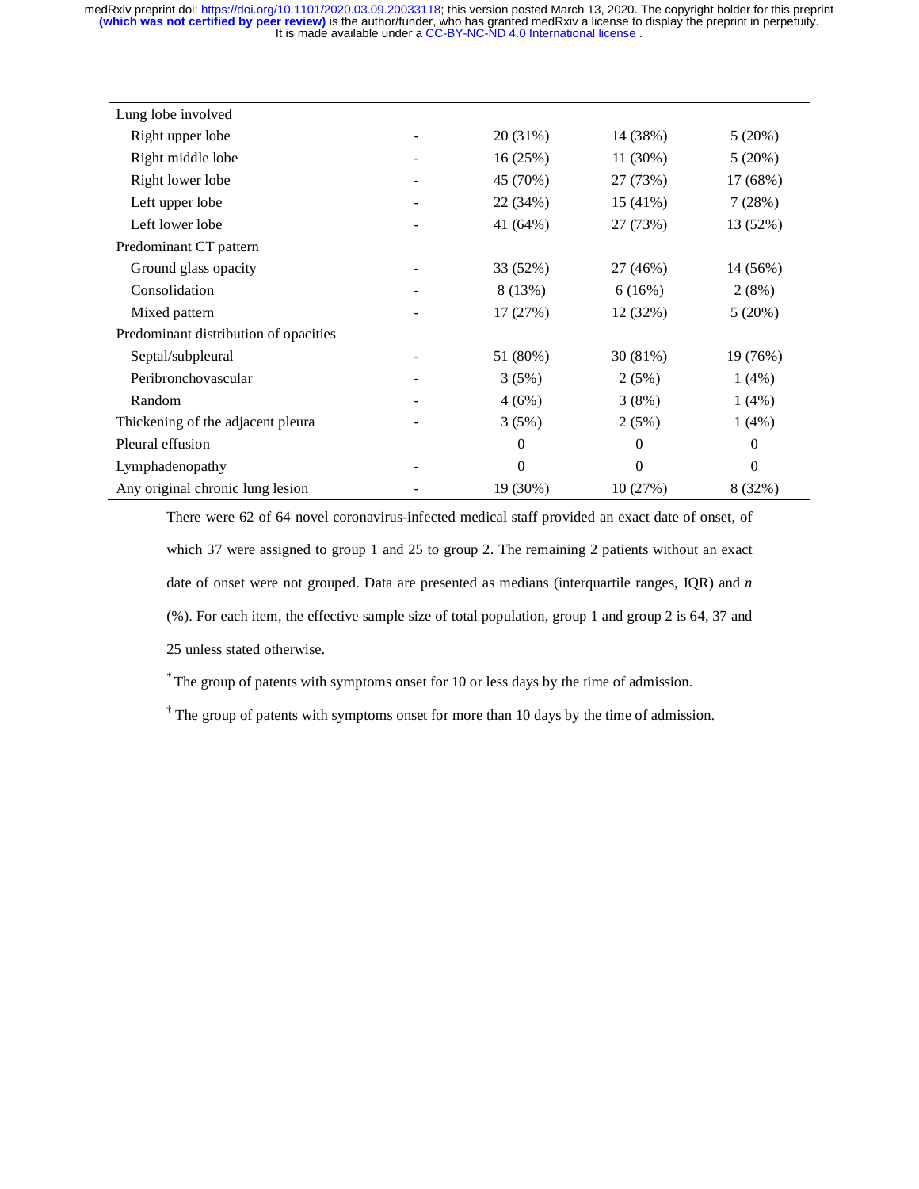| Lung lobe involved | | | | |
|---|---|---|---|---|
| Right upper lobe | - | 20 (31%) | 14 (38%) | 5 (20%) |
| Right middle lobe | - | 16 (25%) | 11 (30%) | 5 (20%) |
| Right lower lobe | - | 45 (70%) | 27 (73%) | 17 (68%) |
| Left upper lobe | - | 22 (34%) | 15 (41%) | 7 (28%) |
| Left lower lobe | - | 41 (64%) | 27 (73%) | 13 (52%) |
| Predominant CT pattern | | | | |
| Ground glass opacity | - | 33 (52%) | 27 (46%) | 14 (56%) |
| Consolidation | - | 8 (13%) | 6 (16%) | 2 (8%) |
| Mixed pattern | - | 17 (27%) | 12 (32%) | 5 (20%) |
| Predominant distribution of opacities | | | | |
| Septal/subpleural | - | 51 (80%) | 30 (81%) | 19 (76%) |
| Peribronchovascular | - | 3 (5%) | 2 (5%) | 1 (4%) |
| Random | - | 4 (6%) | 3 (8%) | 1 (4%) |
| Thickening of the adjacent pleura | - | 3 (5%) | 2 (5%) | 1 (4%) |
| Pleural effusion | | 0 | 0 | 0 |
| Lymphadenopathy | - | 0 | 0 | 0 |
| Any original chronic lung lesion | - | 19 (30%) | 10 (27%) | 8 (32%) |

There were 62 of 64 novel coronavirus-infected medical staff provided an exact date of onset, of which 37 were assigned to group 1 and 25 to group 2. The remaining 2 patients without an exact date of onset were not grouped. Data are presented as medians (interquartile ranges, IQR) and *n* (%). For each item, the effective sample size of total population, group 1 and group 2 is 64, 37 and 25 unless stated otherwise.

[*] The group of patents with symptoms onset for 10 or less days by the time of admission.

[†] The group of patents with symptoms onset for more than 10 days by the time of admission.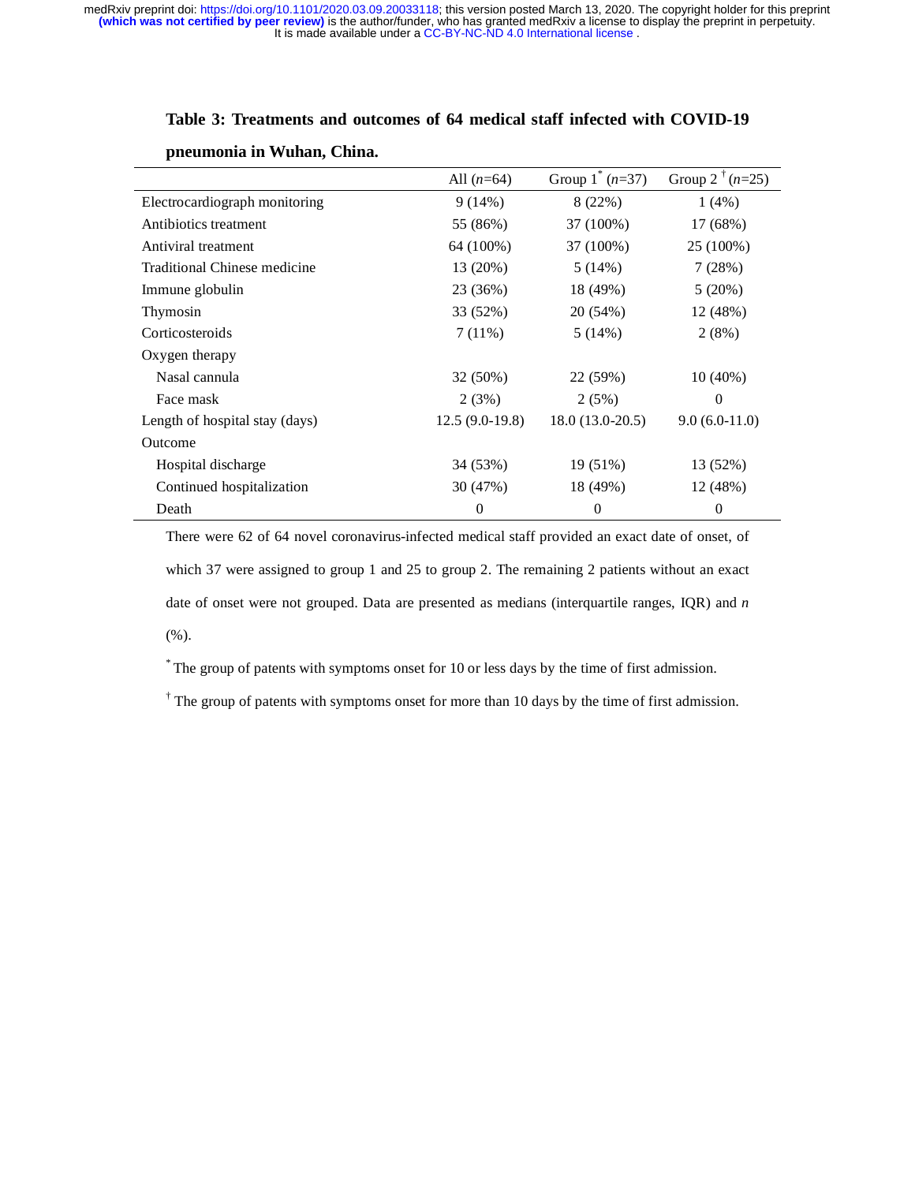**Table 3: Treatments and outcomes of 64 medical staff infected with COVID-19 pneumonia in Wuhan, China.**

| | All (*n*=64) | Group 1* (*n*=37) | Group 2 † (*n*=25) |
|---|---|---|---|
| Electrocardiograph monitoring | 9 (14%) | 8 (22%) | 1 (4%) |
| Antibiotics treatment | 55 (86%) | 37 (100%) | 17 (68%) |
| Antiviral treatment | 64 (100%) | 37 (100%) | 25 (100%) |
| Traditional Chinese medicine | 13 (20%) | 5 (14%) | 7 (28%) |
| Immune globulin | 23 (36%) | 18 (49%) | 5 (20%) |
| Thymosin | 33 (52%) | 20 (54%) | 12 (48%) |
| Corticosteroids | 7 (11%) | 5 (14%) | 2 (8%) |
| Oxygen therapy | | | |
| Nasal cannula | 32 (50%) | 22 (59%) | 10 (40%) |
| Face mask | 2 (3%) | 2 (5%) | 0 |
| Length of hospital stay (days) | 12.5 (9.0-19.8) | 18.0 (13.0-20.5) | 9.0 (6.0-11.0) |
| Outcome | | | |
| Hospital discharge | 34 (53%) | 19 (51%) | 13 (52%) |
| Continued hospitalization | 30 (47%) | 18 (49%) | 12 (48%) |
| Death | 0 | 0 | 0 |

There were 62 of 64 novel coronavirus-infected medical staff provided an exact date of onset, of which 37 were assigned to group 1 and 25 to group 2. The remaining 2 patients without an exact date of onset were not grouped. Data are presented as medians (interquartile ranges, IQR) and *n* (%).

* The group of patents with symptoms onset for 10 or less days by the time of first admission.

† The group of patents with symptoms onset for more than 10 days by the time of first admission.